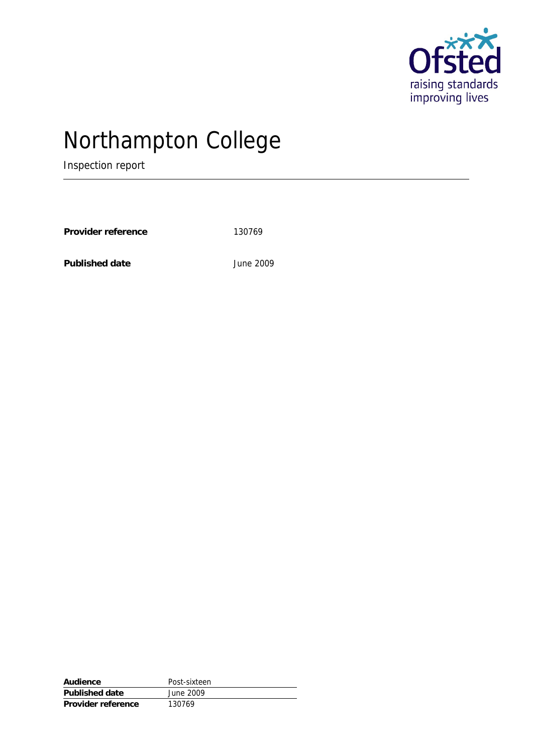# Northampton College

Inspection report

**Provider reference** 130769

**Published date** June 2009

| **Audience** | Post-sixteen |
|---|---|
| **Published date** | June 2009 |
| **Provider reference** | 130769 |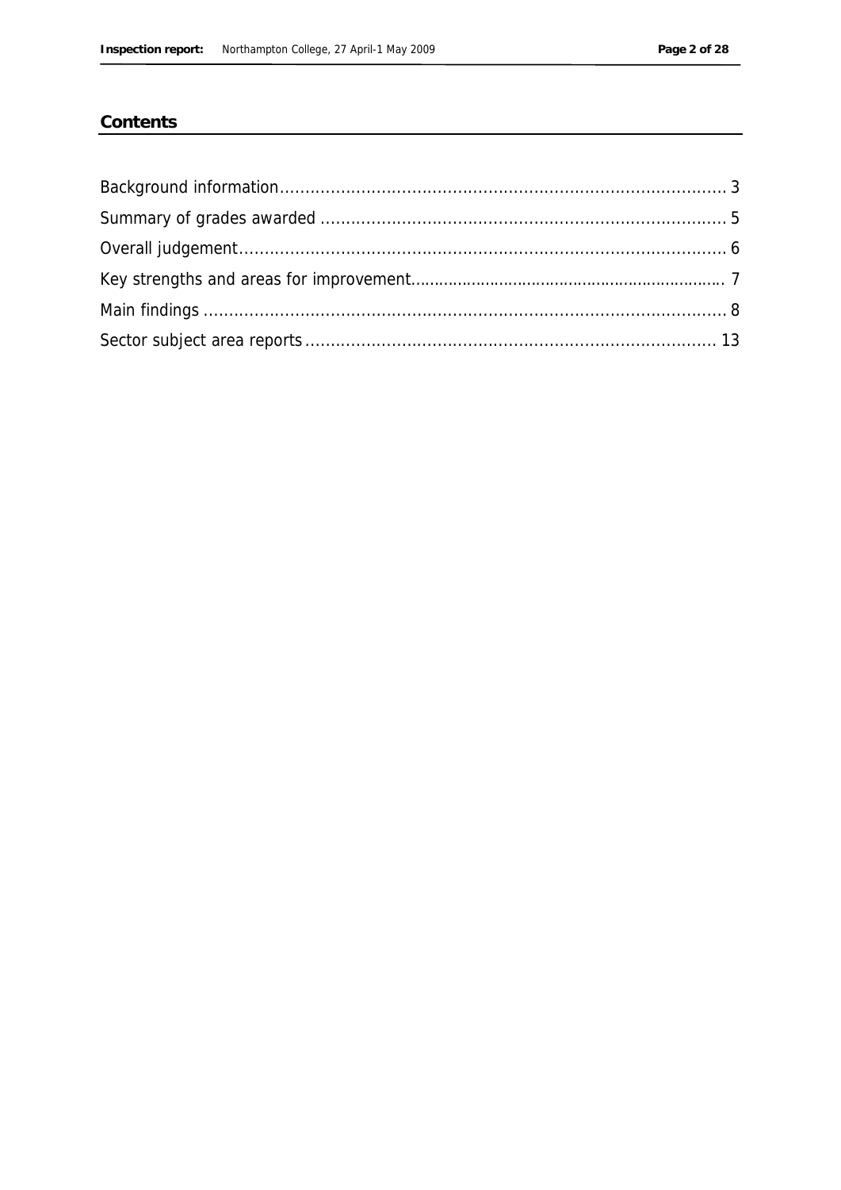## Contents

Background information...... 3

Summary of grades awarded ...... 5

Overall judgement...... 6

Key strengths and areas for improvement...... 7

Main findings ...... 8

Sector subject area reports...... 13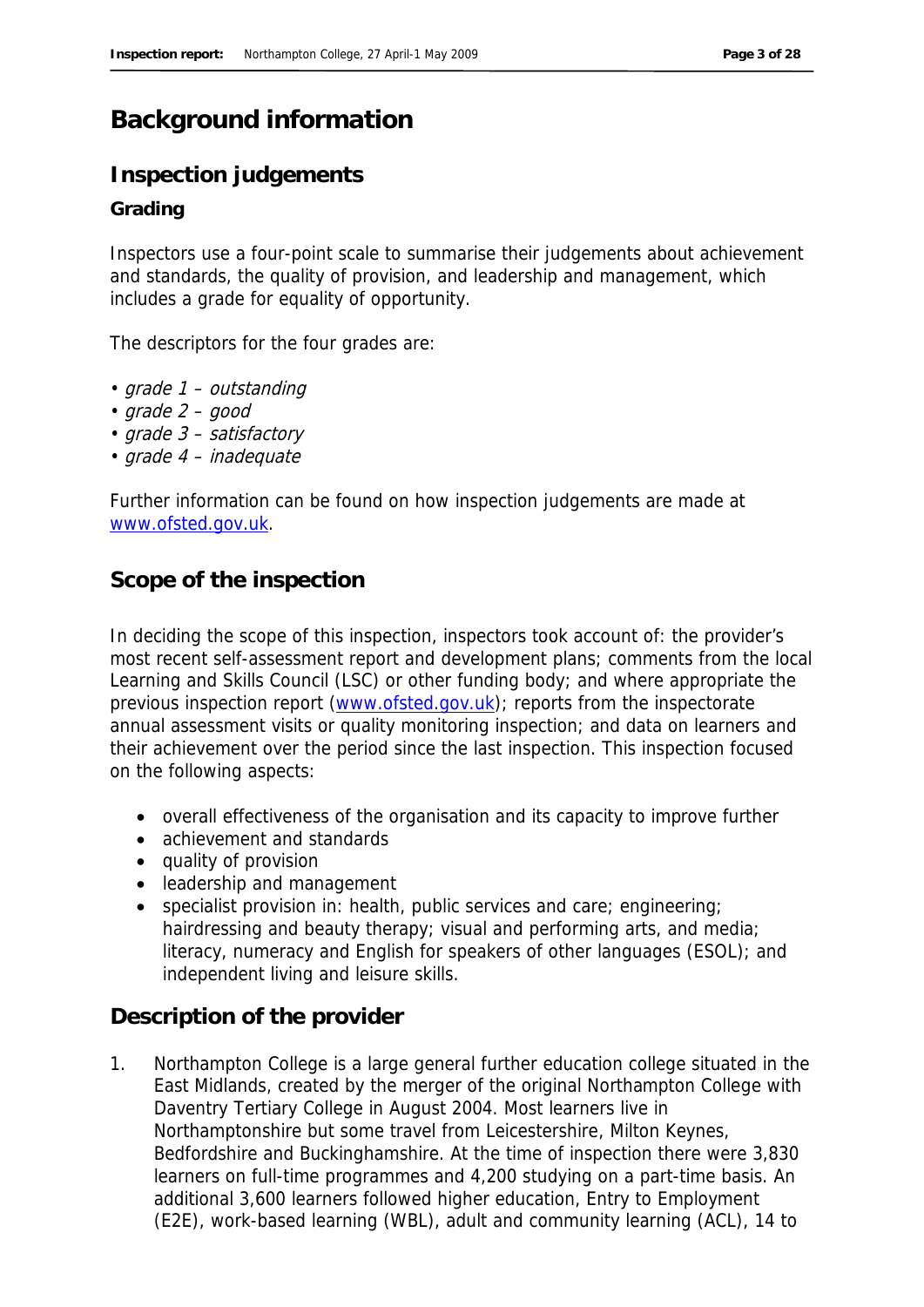# Background information

## Inspection judgements

### Grading

Inspectors use a four-point scale to summarise their judgements about achievement and standards, the quality of provision, and leadership and management, which includes a grade for equality of opportunity.

The descriptors for the four grades are:

- *grade 1 – outstanding*
- *grade 2 – good*
- *grade 3 – satisfactory*
- *grade 4 – inadequate*

Further information can be found on how inspection judgements are made at www.ofsted.gov.uk.

## Scope of the inspection

In deciding the scope of this inspection, inspectors took account of: the provider's most recent self-assessment report and development plans; comments from the local Learning and Skills Council (LSC) or other funding body; and where appropriate the previous inspection report (www.ofsted.gov.uk); reports from the inspectorate annual assessment visits or quality monitoring inspection; and data on learners and their achievement over the period since the last inspection. This inspection focused on the following aspects:

- overall effectiveness of the organisation and its capacity to improve further
- achievement and standards
- quality of provision
- leadership and management
- specialist provision in: health, public services and care; engineering; hairdressing and beauty therapy; visual and performing arts, and media; literacy, numeracy and English for speakers of other languages (ESOL); and independent living and leisure skills.

## Description of the provider

1. Northampton College is a large general further education college situated in the East Midlands, created by the merger of the original Northampton College with Daventry Tertiary College in August 2004. Most learners live in Northamptonshire but some travel from Leicestershire, Milton Keynes, Bedfordshire and Buckinghamshire. At the time of inspection there were 3,830 learners on full-time programmes and 4,200 studying on a part-time basis. An additional 3,600 learners followed higher education, Entry to Employment (E2E), work-based learning (WBL), adult and community learning (ACL), 14 to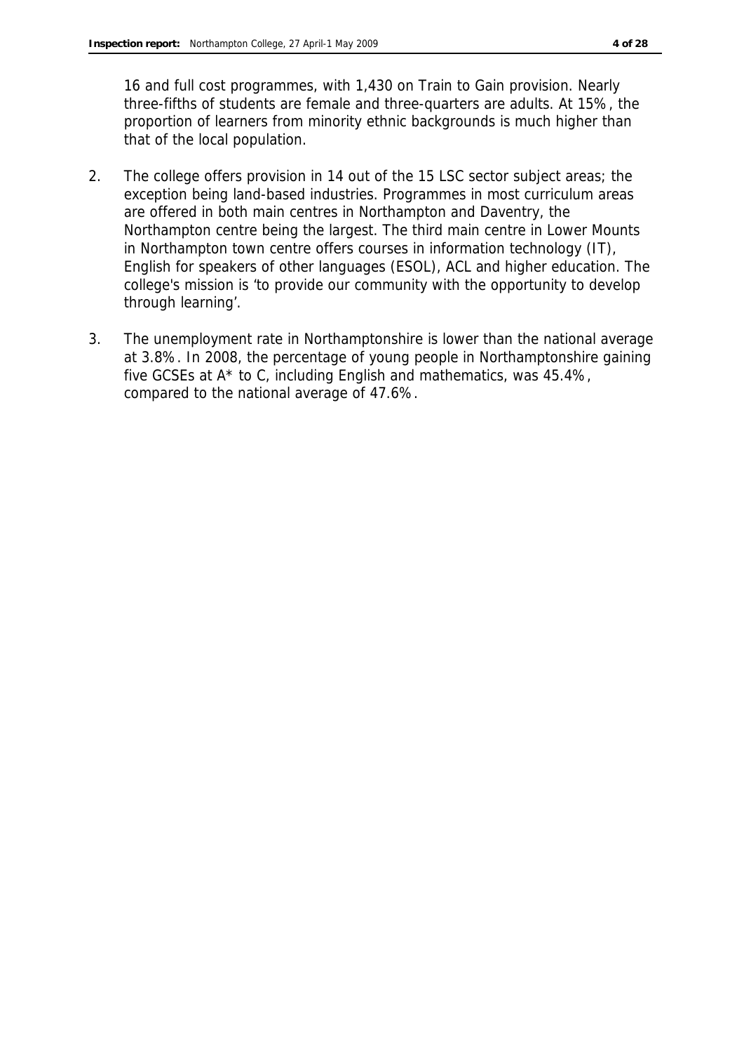16 and full cost programmes, with 1,430 on Train to Gain provision. Nearly three-fifths of students are female and three-quarters are adults. At 15%, the proportion of learners from minority ethnic backgrounds is much higher than that of the local population.

2. The college offers provision in 14 out of the 15 LSC sector subject areas; the exception being land-based industries. Programmes in most curriculum areas are offered in both main centres in Northampton and Daventry, the Northampton centre being the largest. The third main centre in Lower Mounts in Northampton town centre offers courses in information technology (IT), English for speakers of other languages (ESOL), ACL and higher education. The college's mission is 'to provide our community with the opportunity to develop through learning'.

3. The unemployment rate in Northamptonshire is lower than the national average at 3.8%. In 2008, the percentage of young people in Northamptonshire gaining five GCSEs at A* to C, including English and mathematics, was 45.4%, compared to the national average of 47.6%.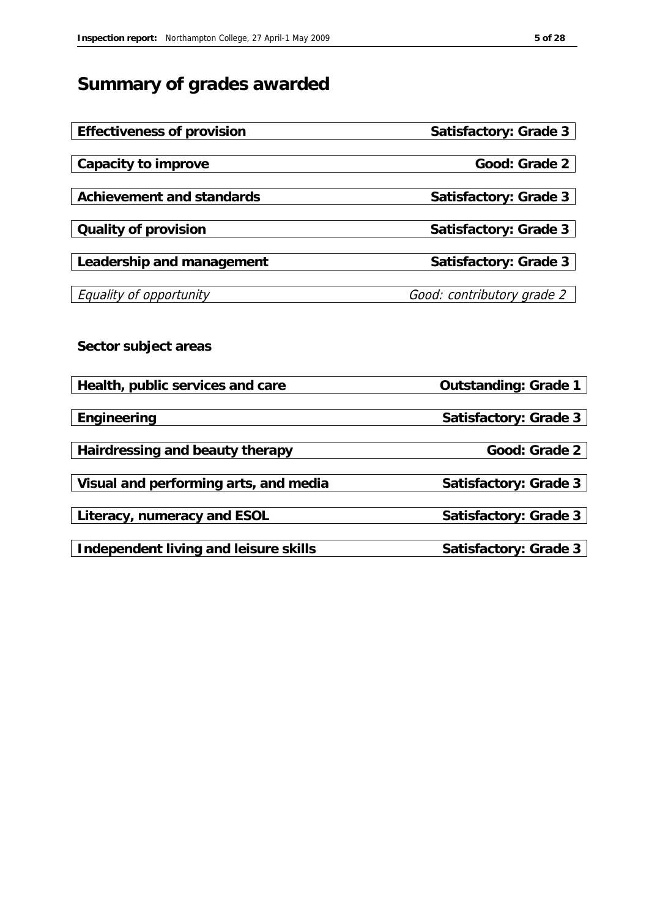# Summary of grades awarded

| | |
|---|---|
| **Effectiveness of provision** | **Satisfactory: Grade 3** |
| **Capacity to improve** | **Good: Grade 2** |
| **Achievement and standards** | **Satisfactory: Grade 3** |
| **Quality of provision** | **Satisfactory: Grade 3** |
| **Leadership and management** | **Satisfactory: Grade 3** |
| *Equality of opportunity* | *Good: contributory grade 2* |

**Sector subject areas**

| | |
|---|---|
| **Health, public services and care** | **Outstanding: Grade 1** |
| **Engineering** | **Satisfactory: Grade 3** |
| **Hairdressing and beauty therapy** | **Good: Grade 2** |
| **Visual and performing arts, and media** | **Satisfactory: Grade 3** |
| **Literacy, numeracy and ESOL** | **Satisfactory: Grade 3** |
| **Independent living and leisure skills** | **Satisfactory: Grade 3** |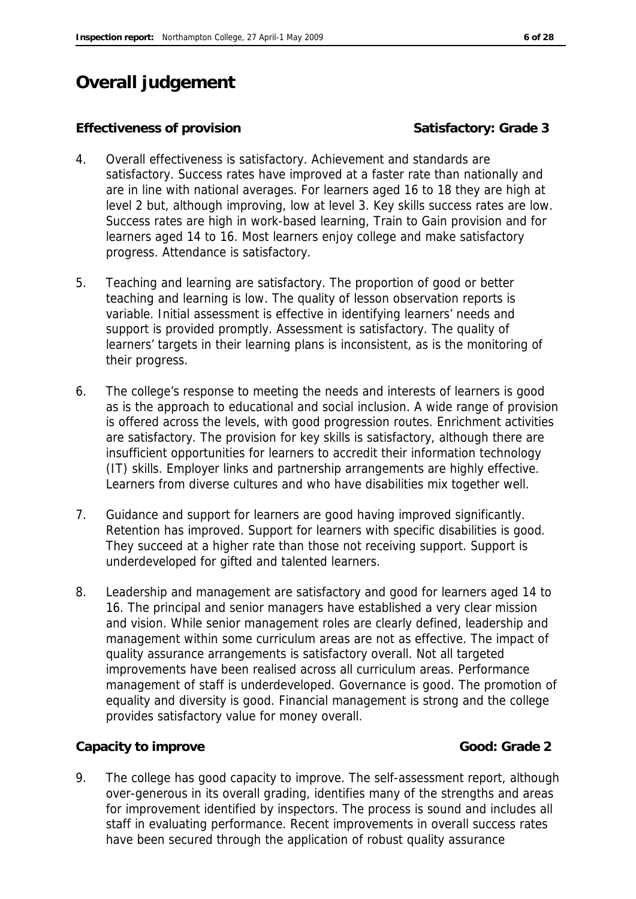# Overall judgement

**Effective of provision** **Satisfactory: Grade 3**

4. Overall effectiveness is satisfactory. Achievement and standards are satisfactory. Success rates have improved at a faster rate than nationally and are in line with national averages. For learners aged 16 to 18 they are high at level 2 but, although improving, low at level 3. Key skills success rates are low. Success rates are high in work-based learning, Train to Gain provision and for learners aged 14 to 16. Most learners enjoy college and make satisfactory progress. Attendance is satisfactory.

5. Teaching and learning are satisfactory. The proportion of good or better teaching and learning is low. The quality of lesson observation reports is variable. Initial assessment is effective in identifying learners' needs and support is provided promptly. Assessment is satisfactory. The quality of learners' targets in their learning plans is inconsistent, as is the monitoring of their progress.

6. The college's response to meeting the needs and interests of learners is good as is the approach to educational and social inclusion. A wide range of provision is offered across the levels, with good progression routes. Enrichment activities are satisfactory. The provision for key skills is satisfactory, although there are insufficient opportunities for learners to accredit their information technology (IT) skills. Employer links and partnership arrangements are highly effective. Learners from diverse cultures and who have disabilities mix together well.

7. Guidance and support for learners are good having improved significantly. Retention has improved. Support for learners with specific disabilities is good. They succeed at a higher rate than those not receiving support. Support is underdeveloped for gifted and talented learners.

8. Leadership and management are satisfactory and good for learners aged 14 to 16. The principal and senior managers have established a very clear mission and vision. While senior management roles are clearly defined, leadership and management within some curriculum areas are not as effective. The impact of quality assurance arrangements is satisfactory overall. Not all targeted improvements have been realised across all curriculum areas. Performance management of staff is underdeveloped. Governance is good. The promotion of equality and diversity is good. Financial management is strong and the college provides satisfactory value for money overall.

**Capacity to improve** **Good: Grade 2**

9. The college has good capacity to improve. The self-assessment report, although over-generous in its overall grading, identifies many of the strengths and areas for improvement identified by inspectors. The process is sound and includes all staff in evaluating performance. Recent improvements in overall success rates have been secured through the application of robust quality assurance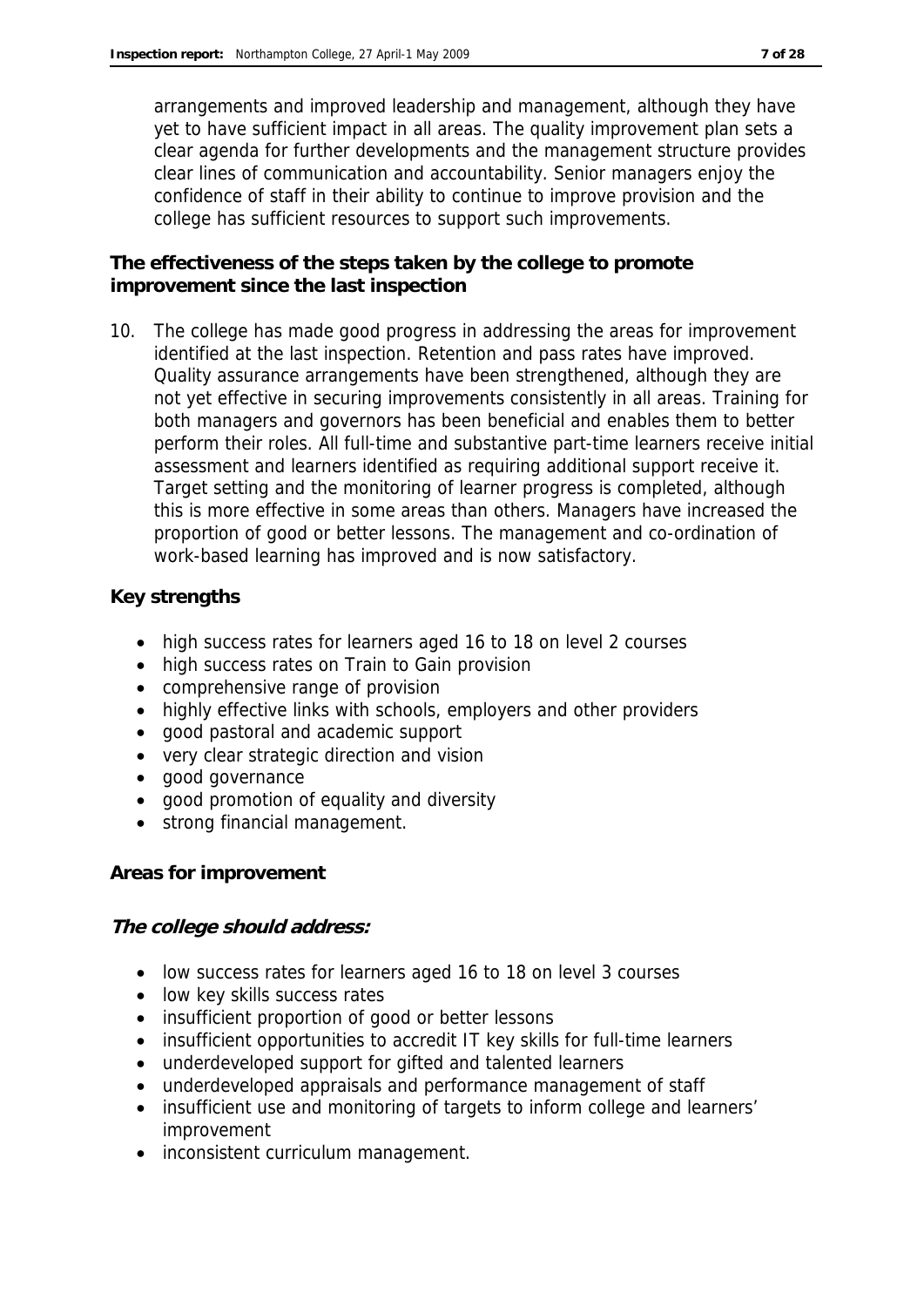arrangements and improved leadership and management, although they have yet to have sufficient impact in all areas. The quality improvement plan sets a clear agenda for further developments and the management structure provides clear lines of communication and accountability. Senior managers enjoy the confidence of staff in their ability to continue to improve provision and the college has sufficient resources to support such improvements.

## The effectiveness of the steps taken by the college to promote improvement since the last inspection

10. The college has made good progress in addressing the areas for improvement identified at the last inspection. Retention and pass rates have improved. Quality assurance arrangements have been strengthened, although they are not yet effective in securing improvements consistently in all areas. Training for both managers and governors has been beneficial and enables them to better perform their roles. All full-time and substantive part-time learners receive initial assessment and learners identified as requiring additional support receive it. Target setting and the monitoring of learner progress is completed, although this is more effective in some areas than others. Managers have increased the proportion of good or better lessons. The management and co-ordination of work-based learning has improved and is now satisfactory.

## Key strengths

- high success rates for learners aged 16 to 18 on level 2 courses
- high success rates on Train to Gain provision
- comprehensive range of provision
- highly effective links with schools, employers and other providers
- good pastoral and academic support
- very clear strategic direction and vision
- good governance
- good promotion of equality and diversity
- strong financial management.

## Areas for improvement

***The college should address:***

- low success rates for learners aged 16 to 18 on level 3 courses
- low key skills success rates
- insufficient proportion of good or better lessons
- insufficient opportunities to accredit IT key skills for full-time learners
- underdeveloped support for gifted and talented learners
- underdeveloped appraisals and performance management of staff
- insufficient use and monitoring of targets to inform college and learners' improvement
- inconsistent curriculum management.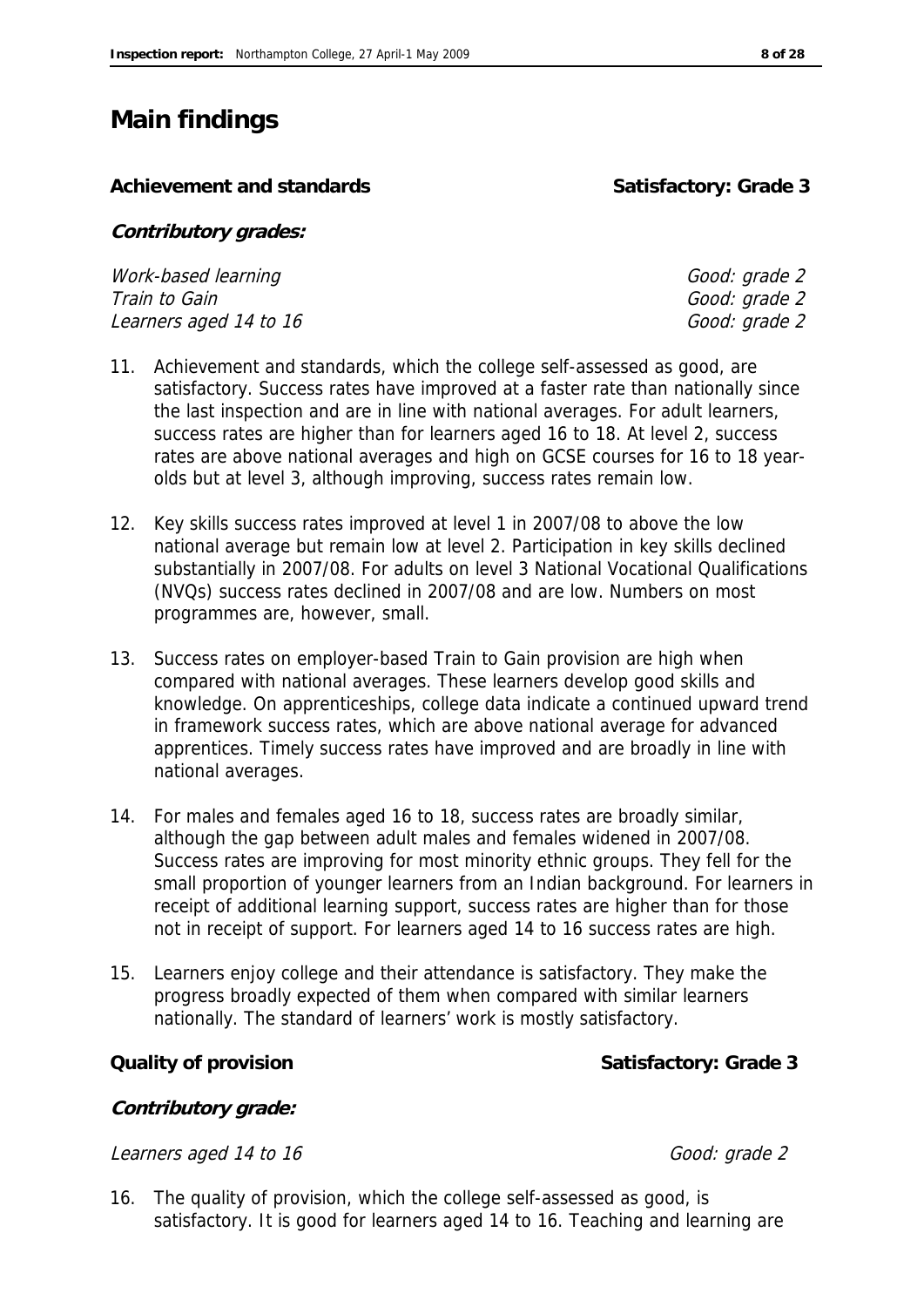# Main findings

**Achievement and standards** **Satisfactory: Grade 3**

***Contributory grades:***

| | |
|---|---|
| *Work-based learning* | *Good: grade 2* |
| *Train to Gain* | *Good: grade 2* |
| *Learners aged 14 to 16* | *Good: grade 2* |

11. Achievement and standards, which the college self-assessed as good, are satisfactory. Success rates have improved at a faster rate than nationally since the last inspection and are in line with national averages. For adult learners, success rates are higher than for learners aged 16 to 18. At level 2, success rates are above national averages and high on GCSE courses for 16 to 18 year-olds but at level 3, although improving, success rates remain low.

12. Key skills success rates improved at level 1 in 2007/08 to above the low national average but remain low at level 2. Participation in key skills declined substantially in 2007/08. For adults on level 3 National Vocational Qualifications (NVQs) success rates declined in 2007/08 and are low. Numbers on most programmes are, however, small.

13. Success rates on employer-based Train to Gain provision are high when compared with national averages. These learners develop good skills and knowledge. On apprenticeships, college data indicate a continued upward trend in framework success rates, which are above national average for advanced apprentices. Timely success rates have improved and are broadly in line with national averages.

14. For males and females aged 16 to 18, success rates are broadly similar, although the gap between adult males and females widened in 2007/08. Success rates are improving for most minority ethnic groups. They fell for the small proportion of younger learners from an Indian background. For learners in receipt of additional learning support, success rates are higher than for those not in receipt of support. For learners aged 14 to 16 success rates are high.

15. Learners enjoy college and their attendance is satisfactory. They make the progress broadly expected of them when compared with similar learners nationally. The standard of learners' work is mostly satisfactory.

**Quality of provision** **Satisfactory: Grade 3**

***Contributory grade:***

| | |
|---|---|
| *Learners aged 14 to 16* | *Good: grade 2* |

16. The quality of provision, which the college self-assessed as good, is satisfactory. It is good for learners aged 14 to 16. Teaching and learning are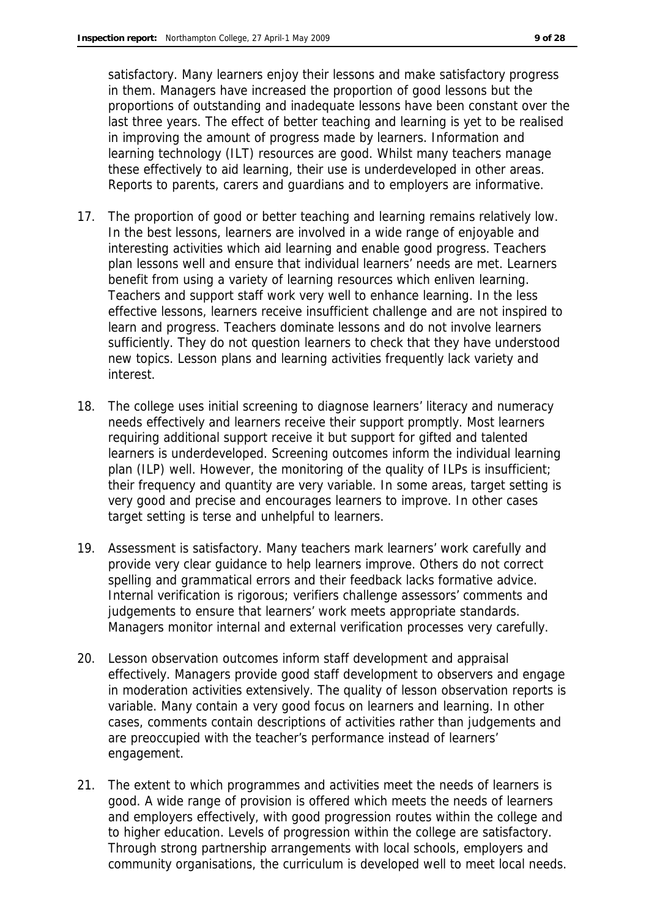satisfactory. Many learners enjoy their lessons and make satisfactory progress in them. Managers have increased the proportion of good lessons but the proportions of outstanding and inadequate lessons have been constant over the last three years. The effect of better teaching and learning is yet to be realised in improving the amount of progress made by learners. Information and learning technology (ILT) resources are good. Whilst many teachers manage these effectively to aid learning, their use is underdeveloped in other areas. Reports to parents, carers and guardians and to employers are informative.

17. The proportion of good or better teaching and learning remains relatively low. In the best lessons, learners are involved in a wide range of enjoyable and interesting activities which aid learning and enable good progress. Teachers plan lessons well and ensure that individual learners' needs are met. Learners benefit from using a variety of learning resources which enliven learning. Teachers and support staff work very well to enhance learning. In the less effective lessons, learners receive insufficient challenge and are not inspired to learn and progress. Teachers dominate lessons and do not involve learners sufficiently. They do not question learners to check that they have understood new topics. Lesson plans and learning activities frequently lack variety and interest.

18. The college uses initial screening to diagnose learners' literacy and numeracy needs effectively and learners receive their support promptly. Most learners requiring additional support receive it but support for gifted and talented learners is underdeveloped. Screening outcomes inform the individual learning plan (ILP) well. However, the monitoring of the quality of ILPs is insufficient; their frequency and quantity are very variable. In some areas, target setting is very good and precise and encourages learners to improve. In other cases target setting is terse and unhelpful to learners.

19. Assessment is satisfactory. Many teachers mark learners' work carefully and provide very clear guidance to help learners improve. Others do not correct spelling and grammatical errors and their feedback lacks formative advice. Internal verification is rigorous; verifiers challenge assessors' comments and judgements to ensure that learners' work meets appropriate standards. Managers monitor internal and external verification processes very carefully.

20. Lesson observation outcomes inform staff development and appraisal effectively. Managers provide good staff development to observers and engage in moderation activities extensively. The quality of lesson observation reports is variable. Many contain a very good focus on learners and learning. In other cases, comments contain descriptions of activities rather than judgements and are preoccupied with the teacher's performance instead of learners' engagement.

21. The extent to which programmes and activities meet the needs of learners is good. A wide range of provision is offered which meets the needs of learners and employers effectively, with good progression routes within the college and to higher education. Levels of progression within the college are satisfactory. Through strong partnership arrangements with local schools, employers and community organisations, the curriculum is developed well to meet local needs.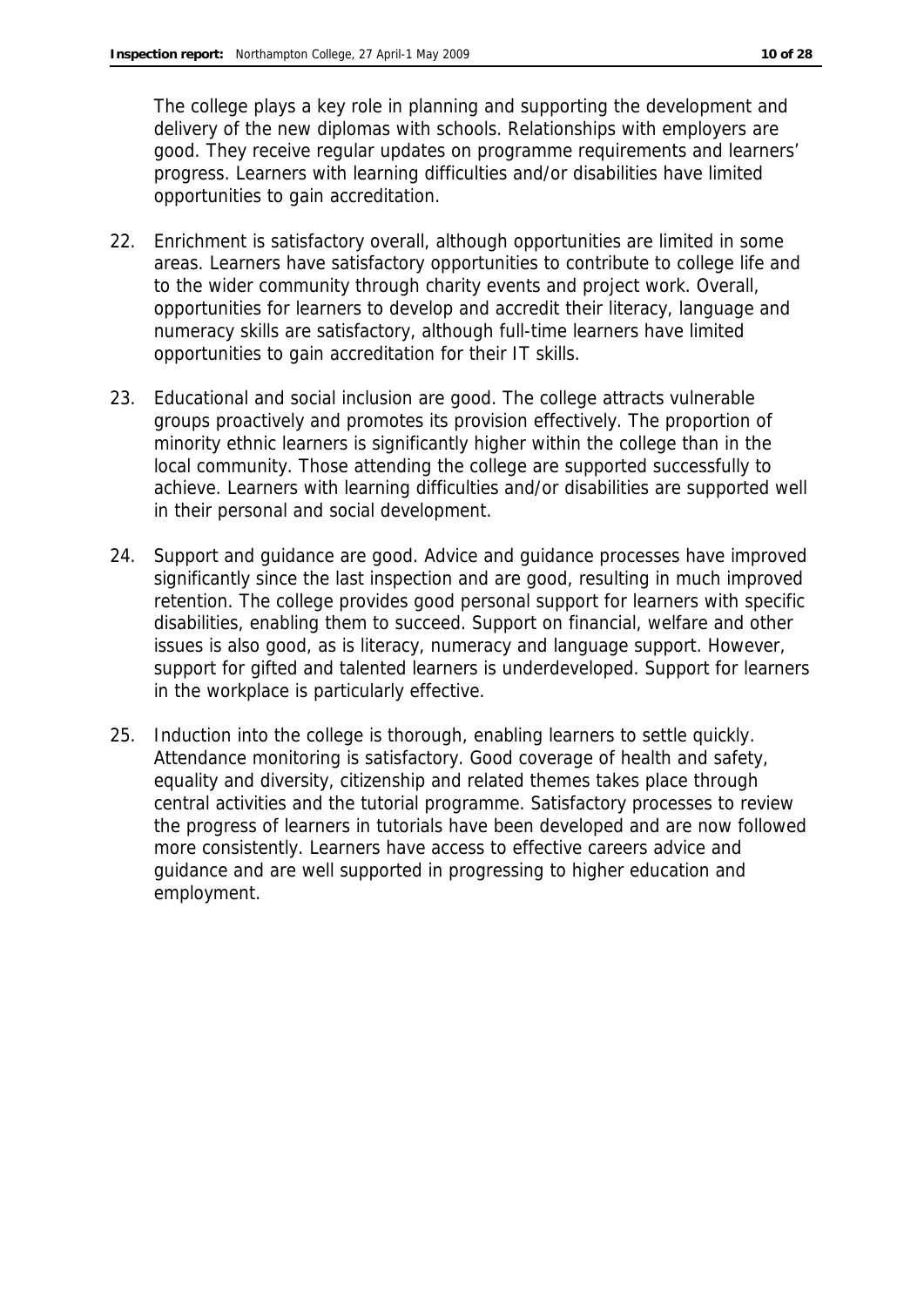The college plays a key role in planning and supporting the development and delivery of the new diplomas with schools. Relationships with employers are good. They receive regular updates on programme requirements and learners' progress. Learners with learning difficulties and/or disabilities have limited opportunities to gain accreditation.

22. Enrichment is satisfactory overall, although opportunities are limited in some areas. Learners have satisfactory opportunities to contribute to college life and to the wider community through charity events and project work. Overall, opportunities for learners to develop and accredit their literacy, language and numeracy skills are satisfactory, although full-time learners have limited opportunities to gain accreditation for their IT skills.

23. Educational and social inclusion are good. The college attracts vulnerable groups proactively and promotes its provision effectively. The proportion of minority ethnic learners is significantly higher within the college than in the local community. Those attending the college are supported successfully to achieve. Learners with learning difficulties and/or disabilities are supported well in their personal and social development.

24. Support and guidance are good. Advice and guidance processes have improved significantly since the last inspection and are good, resulting in much improved retention. The college provides good personal support for learners with specific disabilities, enabling them to succeed. Support on financial, welfare and other issues is also good, as is literacy, numeracy and language support. However, support for gifted and talented learners is underdeveloped. Support for learners in the workplace is particularly effective.

25. Induction into the college is thorough, enabling learners to settle quickly. Attendance monitoring is satisfactory. Good coverage of health and safety, equality and diversity, citizenship and related themes takes place through central activities and the tutorial programme. Satisfactory processes to review the progress of learners in tutorials have been developed and are now followed more consistently. Learners have access to effective careers advice and guidance and are well supported in progressing to higher education and employment.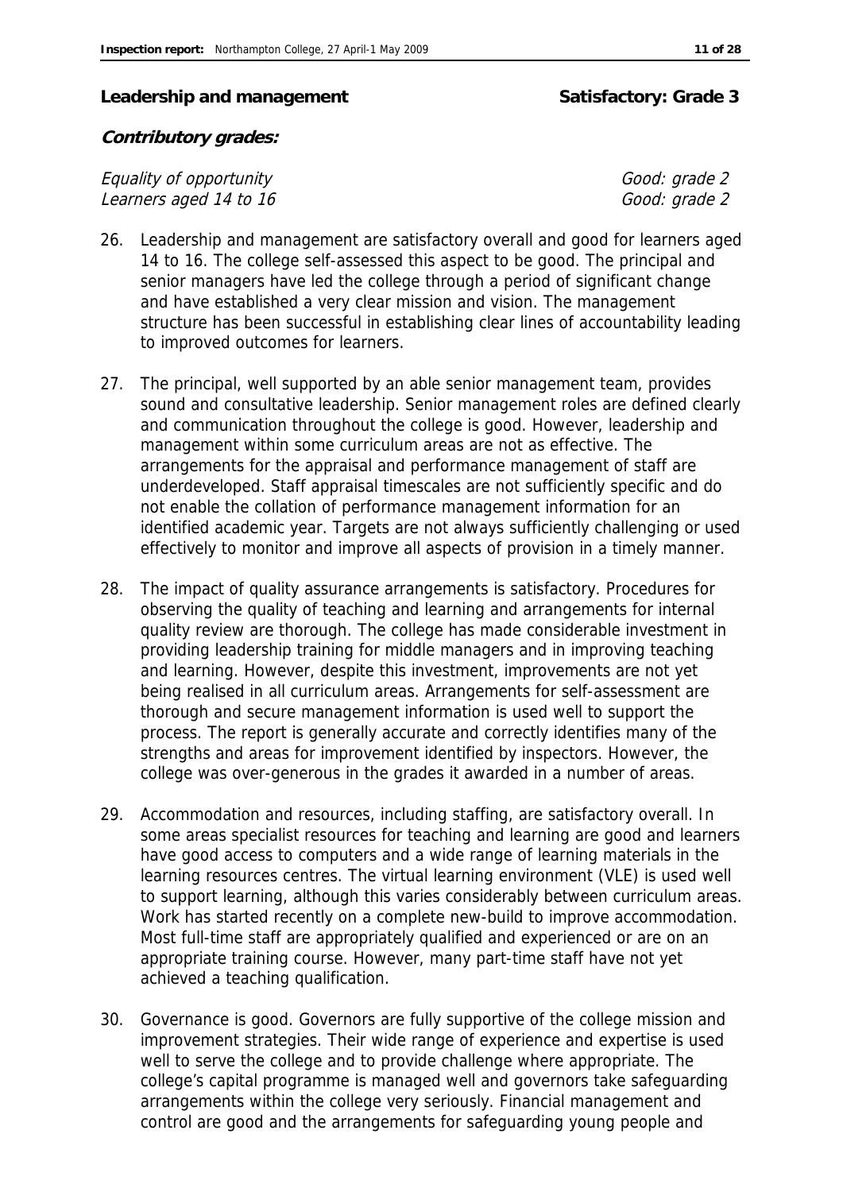**Leadership and management** **Satisfactory: Grade 3**

***Contributory grades:***

| | |
|---|---|
| *Equality of opportunity* | *Good: grade 2* |
| *Learners aged 14 to 16* | *Good: grade 2* |

26. Leadership and management are satisfactory overall and good for learners aged 14 to 16. The college self-assessed this aspect to be good. The principal and senior managers have led the college through a period of significant change and have established a very clear mission and vision. The management structure has been successful in establishing clear lines of accountability leading to improved outcomes for learners.

27. The principal, well supported by an able senior management team, provides sound and consultative leadership. Senior management roles are defined clearly and communication throughout the college is good. However, leadership and management within some curriculum areas are not as effective. The arrangements for the appraisal and performance management of staff are underdeveloped. Staff appraisal timescales are not sufficiently specific and do not enable the collation of performance management information for an identified academic year. Targets are not always sufficiently challenging or used effectively to monitor and improve all aspects of provision in a timely manner.

28. The impact of quality assurance arrangements is satisfactory. Procedures for observing the quality of teaching and learning and arrangements for internal quality review are thorough. The college has made considerable investment in providing leadership training for middle managers and in improving teaching and learning. However, despite this investment, improvements are not yet being realised in all curriculum areas. Arrangements for self-assessment are thorough and secure management information is used well to support the process. The report is generally accurate and correctly identifies many of the strengths and areas for improvement identified by inspectors. However, the college was over-generous in the grades it awarded in a number of areas.

29. Accommodation and resources, including staffing, are satisfactory overall. In some areas specialist resources for teaching and learning are good and learners have good access to computers and a wide range of learning materials in the learning resources centres. The virtual learning environment (VLE) is used well to support learning, although this varies considerably between curriculum areas. Work has started recently on a complete new-build to improve accommodation. Most full-time staff are appropriately qualified and experienced or are on an appropriate training course. However, many part-time staff have not yet achieved a teaching qualification.

30. Governance is good. Governors are fully supportive of the college mission and improvement strategies. Their wide range of experience and expertise is used well to serve the college and to provide challenge where appropriate. The college's capital programme is managed well and governors take safeguarding arrangements within the college very seriously. Financial management and control are good and the arrangements for safeguarding young people and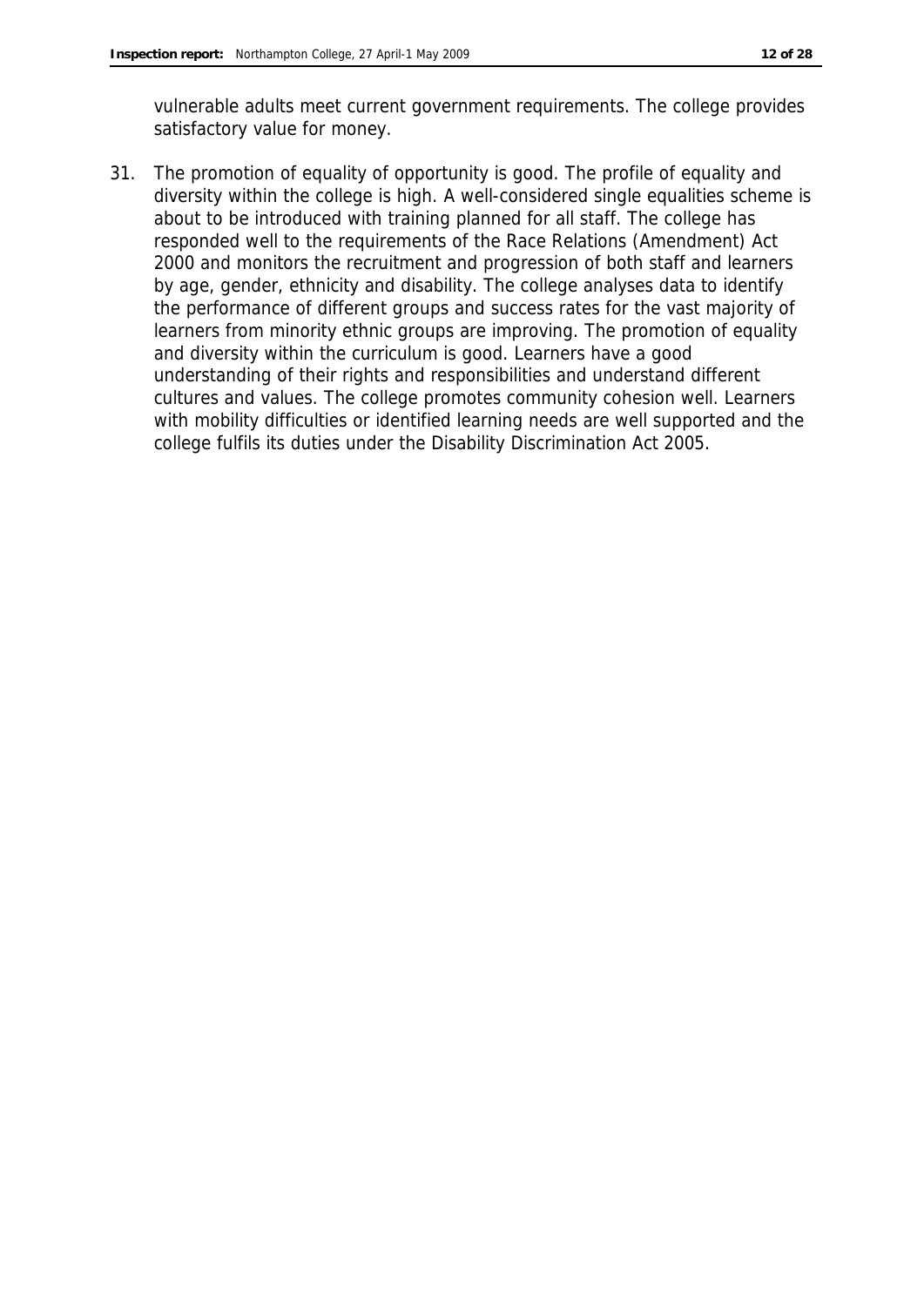vulnerable adults meet current government requirements. The college provides satisfactory value for money.

31. The promotion of equality of opportunity is good. The profile of equality and diversity within the college is high. A well-considered single equalities scheme is about to be introduced with training planned for all staff. The college has responded well to the requirements of the Race Relations (Amendment) Act 2000 and monitors the recruitment and progression of both staff and learners by age, gender, ethnicity and disability. The college analyses data to identify the performance of different groups and success rates for the vast majority of learners from minority ethnic groups are improving. The promotion of equality and diversity within the curriculum is good. Learners have a good understanding of their rights and responsibilities and understand different cultures and values. The college promotes community cohesion well. Learners with mobility difficulties or identified learning needs are well supported and the college fulfils its duties under the Disability Discrimination Act 2005.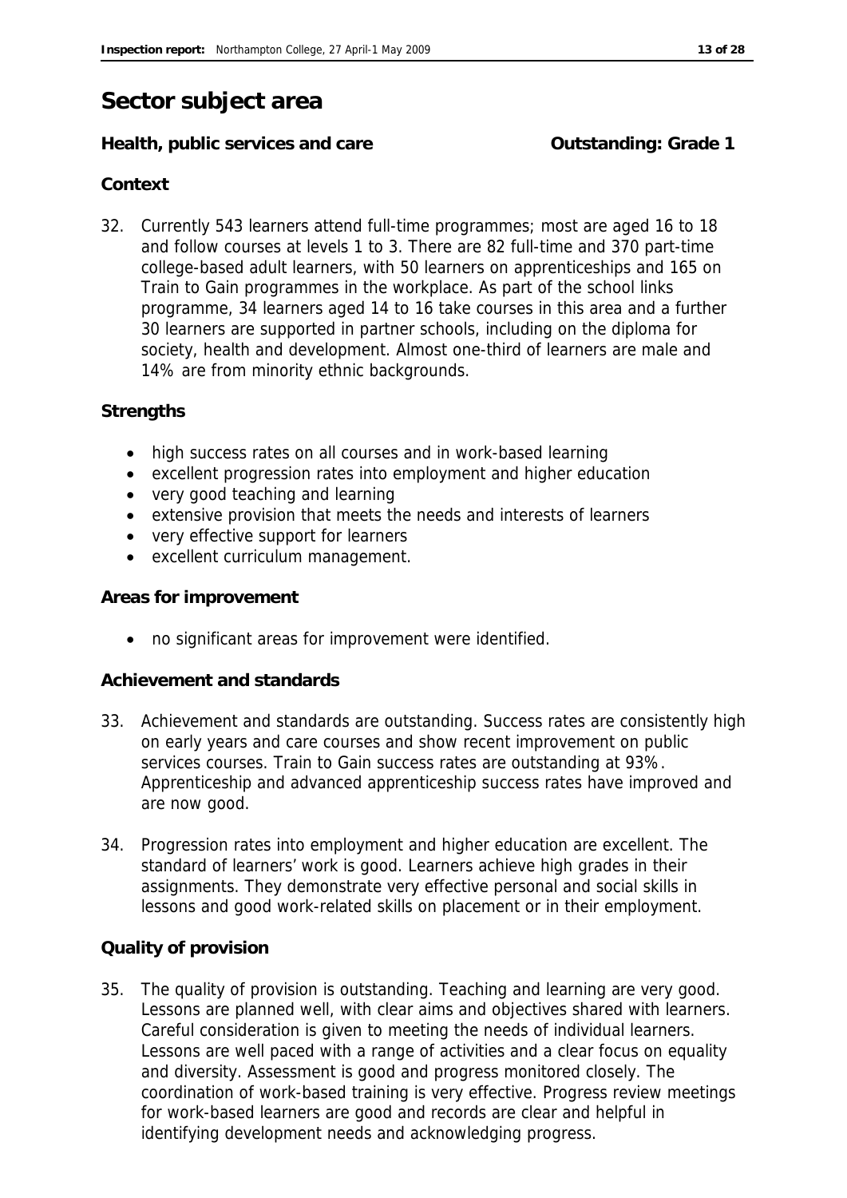# Sector subject area

**Health, public services and care** **Outstanding: Grade 1**

**Context**

32. Currently 543 learners attend full-time programmes; most are aged 16 to 18 and follow courses at levels 1 to 3. There are 82 full-time and 370 part-time college-based adult learners, with 50 learners on apprenticeships and 165 on Train to Gain programmes in the workplace. As part of the school links programme, 34 learners aged 14 to 16 take courses in this area and a further 30 learners are supported in partner schools, including on the diploma for society, health and development. Almost one-third of learners are male and 14% are from minority ethnic backgrounds.

**Strengths**

- high success rates on all courses and in work-based learning
- excellent progression rates into employment and higher education
- very good teaching and learning
- extensive provision that meets the needs and interests of learners
- very effective support for learners
- excellent curriculum management.

**Areas for improvement**

- no significant areas for improvement were identified.

**Achievement and standards**

33. Achievement and standards are outstanding. Success rates are consistently high on early years and care courses and show recent improvement on public services courses. Train to Gain success rates are outstanding at 93%. Apprenticeship and advanced apprenticeship success rates have improved and are now good.

34. Progression rates into employment and higher education are excellent. The standard of learners' work is good. Learners achieve high grades in their assignments. They demonstrate very effective personal and social skills in lessons and good work-related skills on placement or in their employment.

**Quality of provision**

35. The quality of provision is outstanding. Teaching and learning are very good. Lessons are planned well, with clear aims and objectives shared with learners. Careful consideration is given to meeting the needs of individual learners. Lessons are well paced with a range of activities and a clear focus on equality and diversity. Assessment is good and progress monitored closely. The coordination of work-based training is very effective. Progress review meetings for work-based learners are good and records are clear and helpful in identifying development needs and acknowledging progress.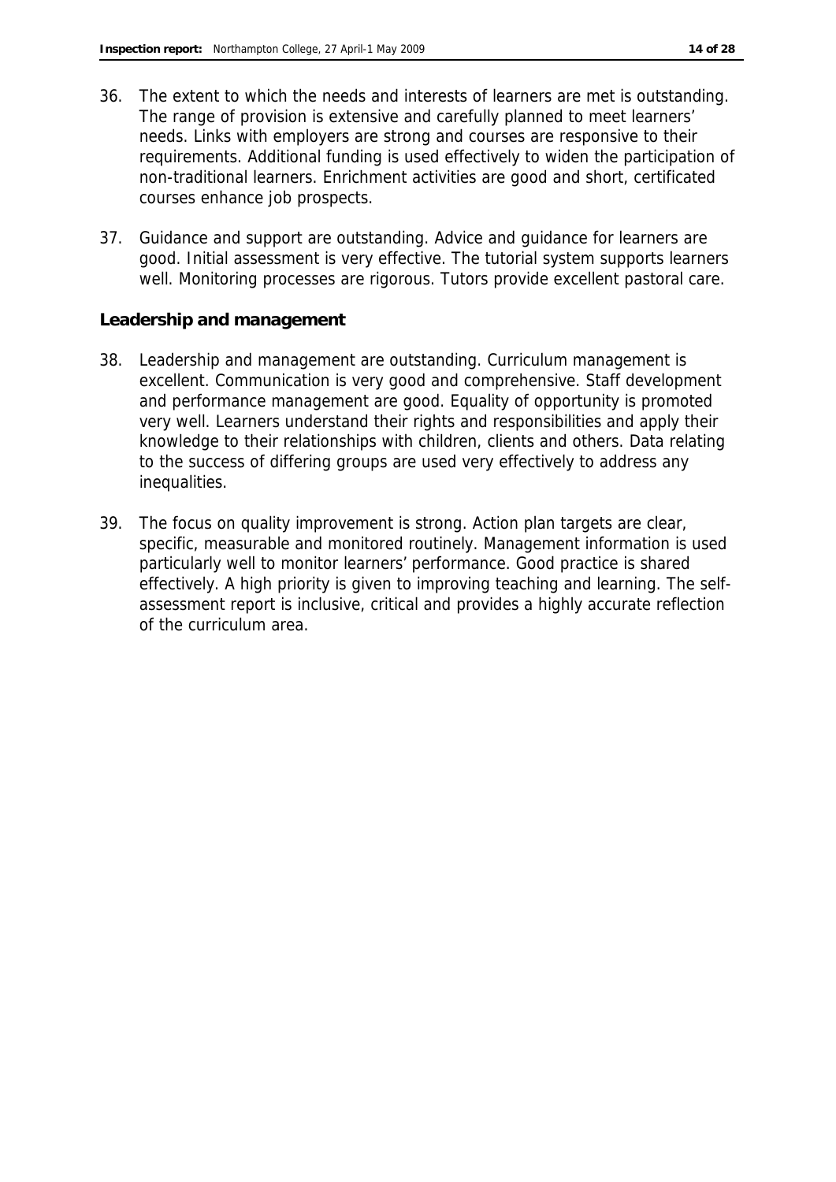36. The extent to which the needs and interests of learners are met is outstanding. The range of provision is extensive and carefully planned to meet learners' needs. Links with employers are strong and courses are responsive to their requirements. Additional funding is used effectively to widen the participation of non-traditional learners. Enrichment activities are good and short, certificated courses enhance job prospects.

37. Guidance and support are outstanding. Advice and guidance for learners are good. Initial assessment is very effective. The tutorial system supports learners well. Monitoring processes are rigorous. Tutors provide excellent pastoral care.

**Leadership and management**

38. Leadership and management are outstanding. Curriculum management is excellent. Communication is very good and comprehensive. Staff development and performance management are good. Equality of opportunity is promoted very well. Learners understand their rights and responsibilities and apply their knowledge to their relationships with children, clients and others. Data relating to the success of differing groups are used very effectively to address any inequalities.

39. The focus on quality improvement is strong. Action plan targets are clear, specific, measurable and monitored routinely. Management information is used particularly well to monitor learners' performance. Good practice is shared effectively. A high priority is given to improving teaching and learning. The self-assessment report is inclusive, critical and provides a highly accurate reflection of the curriculum area.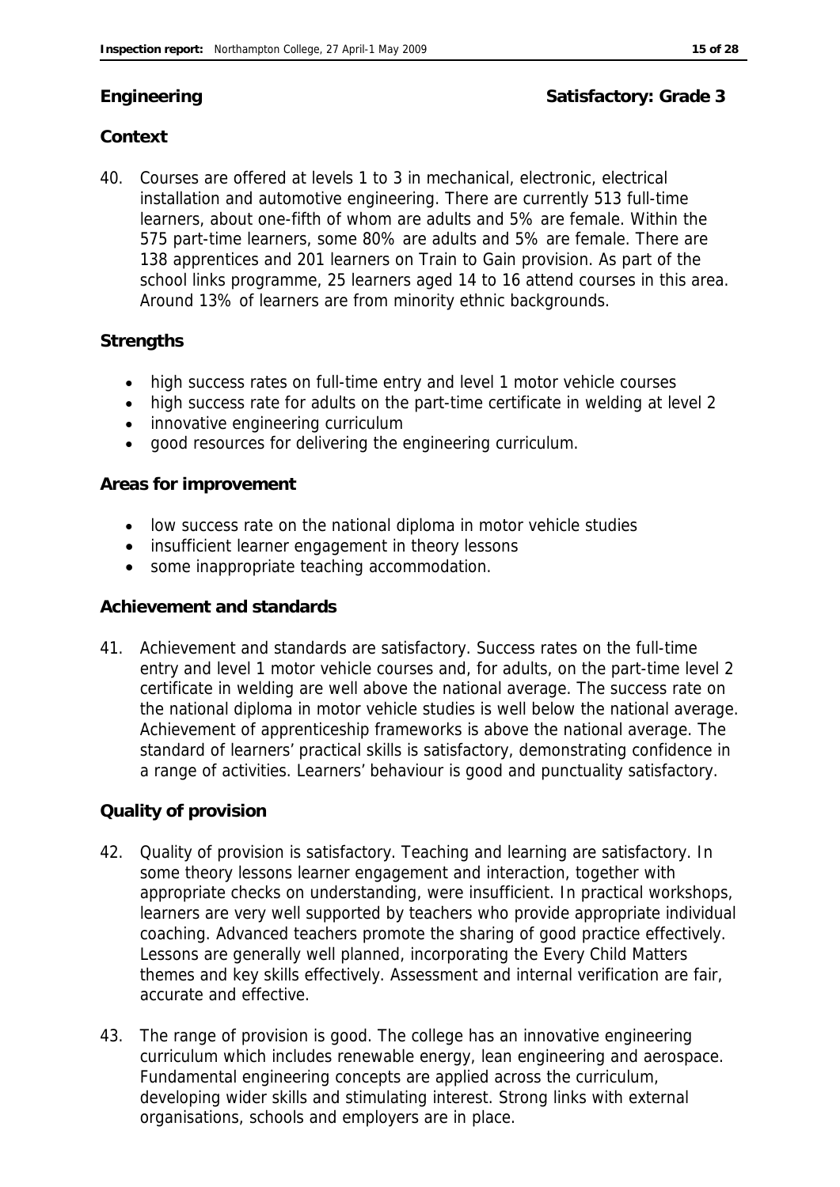## Engineering — Satisfactory: Grade 3

### Context

40. Courses are offered at levels 1 to 3 in mechanical, electronic, electrical installation and automotive engineering. There are currently 513 full-time learners, about one-fifth of whom are adults and 5% are female. Within the 575 part-time learners, some 80% are adults and 5% are female. There are 138 apprentices and 201 learners on Train to Gain provision. As part of the school links programme, 25 learners aged 14 to 16 attend courses in this area. Around 13% of learners are from minority ethnic backgrounds.

### Strengths

- high success rates on full-time entry and level 1 motor vehicle courses
- high success rate for adults on the part-time certificate in welding at level 2
- innovative engineering curriculum
- good resources for delivering the engineering curriculum.

### Areas for improvement

- low success rate on the national diploma in motor vehicle studies
- insufficient learner engagement in theory lessons
- some inappropriate teaching accommodation.

### Achievement and standards

41. Achievement and standards are satisfactory. Success rates on the full-time entry and level 1 motor vehicle courses and, for adults, on the part-time level 2 certificate in welding are well above the national average. The success rate on the national diploma in motor vehicle studies is well below the national average. Achievement of apprenticeship frameworks is above the national average. The standard of learners' practical skills is satisfactory, demonstrating confidence in a range of activities. Learners' behaviour is good and punctuality satisfactory.

### Quality of provision

42. Quality of provision is satisfactory. Teaching and learning are satisfactory. In some theory lessons learner engagement and interaction, together with appropriate checks on understanding, were insufficient. In practical workshops, learners are very well supported by teachers who provide appropriate individual coaching. Advanced teachers promote the sharing of good practice effectively. Lessons are generally well planned, incorporating the Every Child Matters themes and key skills effectively. Assessment and internal verification are fair, accurate and effective.

43. The range of provision is good. The college has an innovative engineering curriculum which includes renewable energy, lean engineering and aerospace. Fundamental engineering concepts are applied across the curriculum, developing wider skills and stimulating interest. Strong links with external organisations, schools and employers are in place.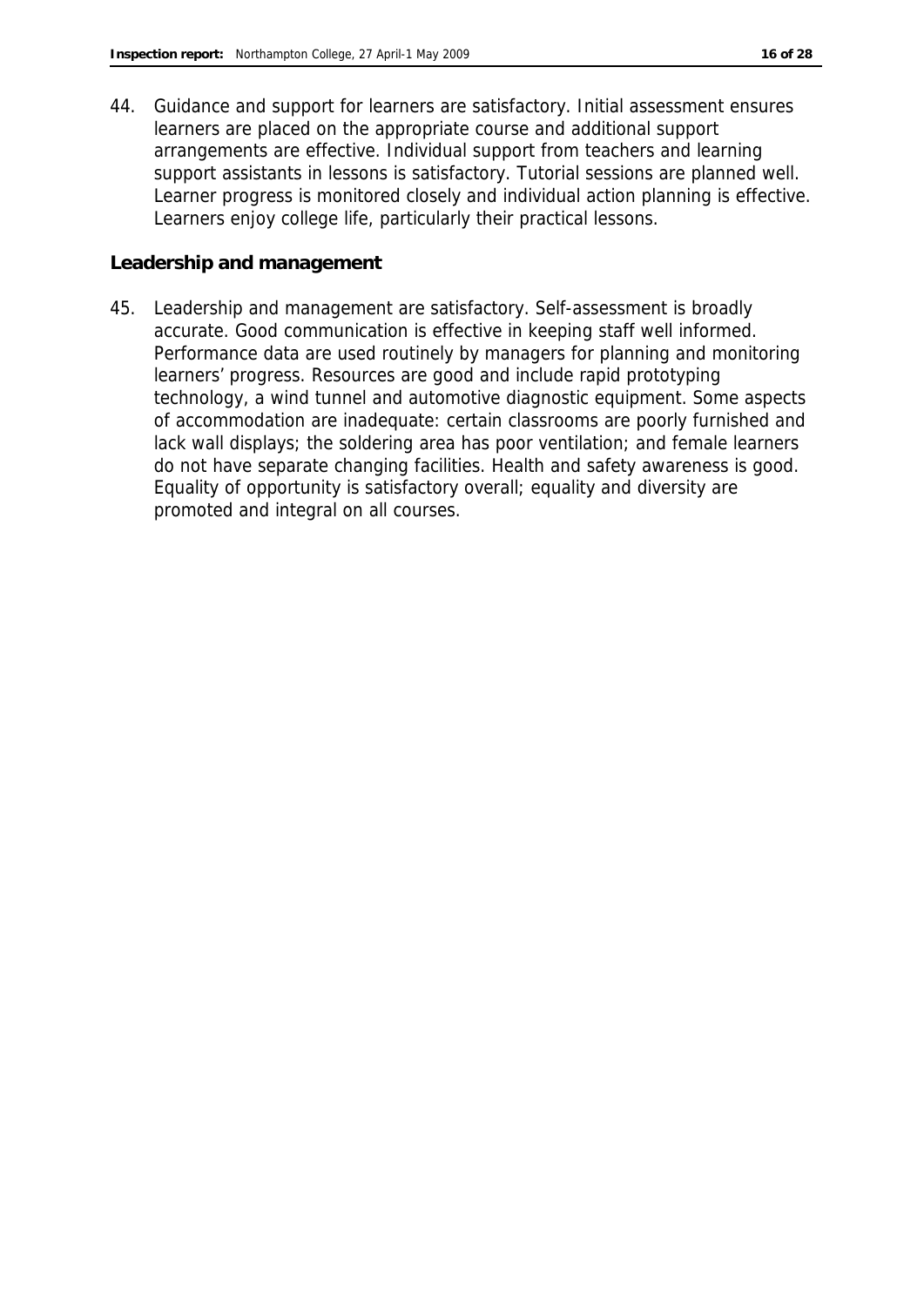44. Guidance and support for learners are satisfactory. Initial assessment ensures learners are placed on the appropriate course and additional support arrangements are effective. Individual support from teachers and learning support assistants in lessons is satisfactory. Tutorial sessions are planned well. Learner progress is monitored closely and individual action planning is effective. Learners enjoy college life, particularly their practical lessons.

**Leadership and management**

45. Leadership and management are satisfactory. Self-assessment is broadly accurate. Good communication is effective in keeping staff well informed. Performance data are used routinely by managers for planning and monitoring learners' progress. Resources are good and include rapid prototyping technology, a wind tunnel and automotive diagnostic equipment. Some aspects of accommodation are inadequate: certain classrooms are poorly furnished and lack wall displays; the soldering area has poor ventilation; and female learners do not have separate changing facilities. Health and safety awareness is good. Equality of opportunity is satisfactory overall; equality and diversity are promoted and integral on all courses.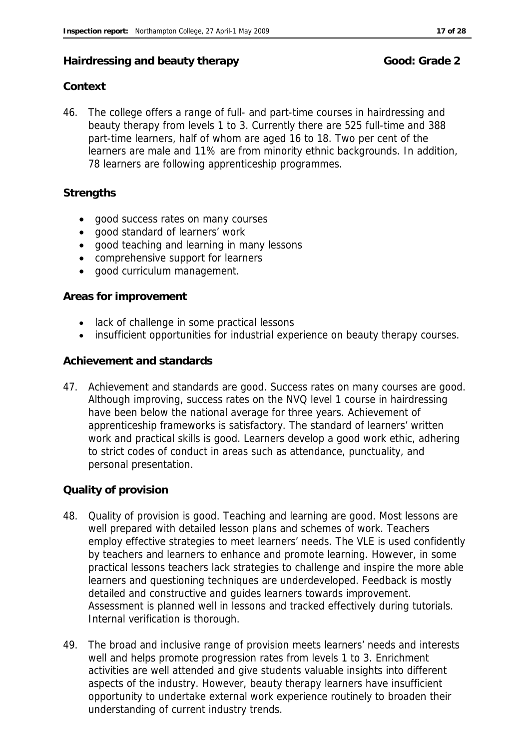## Hairdressing and beauty therapy — Good: Grade 2

### Context

46. The college offers a range of full- and part-time courses in hairdressing and beauty therapy from levels 1 to 3. Currently there are 525 full-time and 388 part-time learners, half of whom are aged 16 to 18. Two per cent of the learners are male and 11% are from minority ethnic backgrounds. In addition, 78 learners are following apprenticeship programmes.

### Strengths

- good success rates on many courses
- good standard of learners' work
- good teaching and learning in many lessons
- comprehensive support for learners
- good curriculum management.

### Areas for improvement

- lack of challenge in some practical lessons
- insufficient opportunities for industrial experience on beauty therapy courses.

### Achievement and standards

47. Achievement and standards are good. Success rates on many courses are good. Although improving, success rates on the NVQ level 1 course in hairdressing have been below the national average for three years. Achievement of apprenticeship frameworks is satisfactory. The standard of learners' written work and practical skills is good. Learners develop a good work ethic, adhering to strict codes of conduct in areas such as attendance, punctuality, and personal presentation.

### Quality of provision

48. Quality of provision is good. Teaching and learning are good. Most lessons are well prepared with detailed lesson plans and schemes of work. Teachers employ effective strategies to meet learners' needs. The VLE is used confidently by teachers and learners to enhance and promote learning. However, in some practical lessons teachers lack strategies to challenge and inspire the more able learners and questioning techniques are underdeveloped. Feedback is mostly detailed and constructive and guides learners towards improvement. Assessment is planned well in lessons and tracked effectively during tutorials. Internal verification is thorough.

49. The broad and inclusive range of provision meets learners' needs and interests well and helps promote progression rates from levels 1 to 3. Enrichment activities are well attended and give students valuable insights into different aspects of the industry. However, beauty therapy learners have insufficient opportunity to undertake external work experience routinely to broaden their understanding of current industry trends.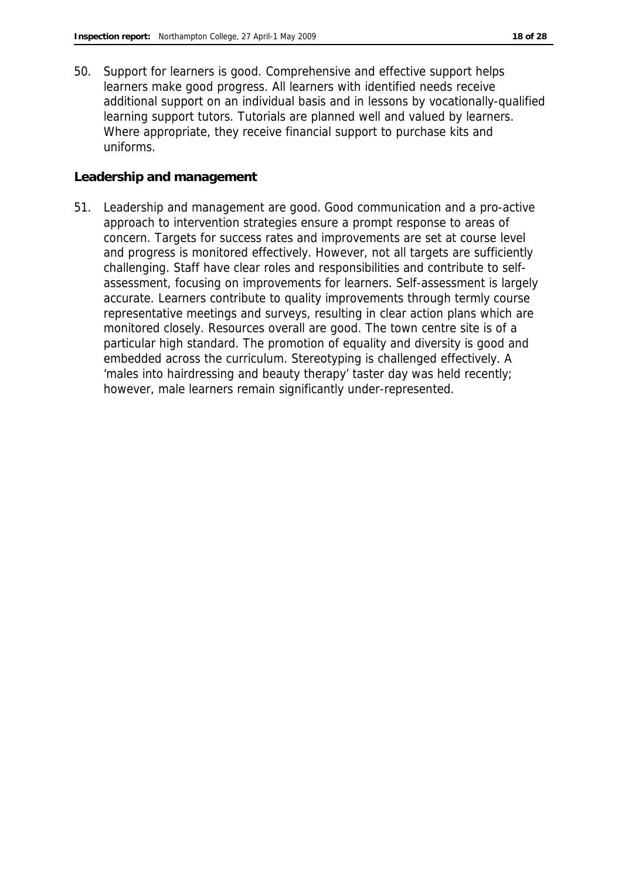50. Support for learners is good. Comprehensive and effective support helps learners make good progress. All learners with identified needs receive additional support on an individual basis and in lessons by vocationally-qualified learning support tutors. Tutorials are planned well and valued by learners. Where appropriate, they receive financial support to purchase kits and uniforms.

**Leadership and management**

51. Leadership and management are good. Good communication and a pro-active approach to intervention strategies ensure a prompt response to areas of concern. Targets for success rates and improvements are set at course level and progress is monitored effectively. However, not all targets are sufficiently challenging. Staff have clear roles and responsibilities and contribute to self-assessment, focusing on improvements for learners. Self-assessment is largely accurate. Learners contribute to quality improvements through termly course representative meetings and surveys, resulting in clear action plans which are monitored closely. Resources overall are good. The town centre site is of a particular high standard. The promotion of equality and diversity is good and embedded across the curriculum. Stereotyping is challenged effectively. A 'males into hairdressing and beauty therapy' taster day was held recently; however, male learners remain significantly under-represented.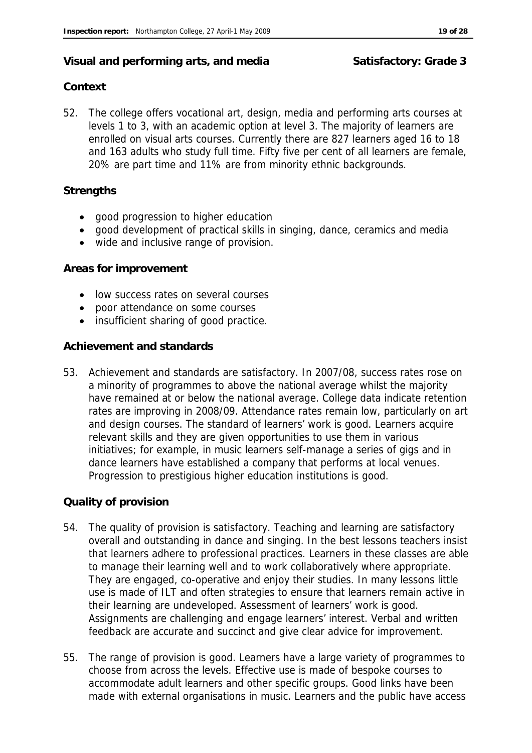## Visual and performing arts, and media — Satisfactory: Grade 3

### Context

52. The college offers vocational art, design, media and performing arts courses at levels 1 to 3, with an academic option at level 3. The majority of learners are enrolled on visual arts courses. Currently there are 827 learners aged 16 to 18 and 163 adults who study full time. Fifty five per cent of all learners are female, 20% are part time and 11% are from minority ethnic backgrounds.

### Strengths

- good progression to higher education
- good development of practical skills in singing, dance, ceramics and media
- wide and inclusive range of provision.

### Areas for improvement

- low success rates on several courses
- poor attendance on some courses
- insufficient sharing of good practice.

### Achievement and standards

53. Achievement and standards are satisfactory. In 2007/08, success rates rose on a minority of programmes to above the national average whilst the majority have remained at or below the national average. College data indicate retention rates are improving in 2008/09. Attendance rates remain low, particularly on art and design courses. The standard of learners' work is good. Learners acquire relevant skills and they are given opportunities to use them in various initiatives; for example, in music learners self-manage a series of gigs and in dance learners have established a company that performs at local venues. Progression to prestigious higher education institutions is good.

### Quality of provision

54. The quality of provision is satisfactory. Teaching and learning are satisfactory overall and outstanding in dance and singing. In the best lessons teachers insist that learners adhere to professional practices. Learners in these classes are able to manage their learning well and to work collaboratively where appropriate. They are engaged, co-operative and enjoy their studies. In many lessons little use is made of ILT and often strategies to ensure that learners remain active in their learning are undeveloped. Assessment of learners' work is good. Assignments are challenging and engage learners' interest. Verbal and written feedback are accurate and succinct and give clear advice for improvement.

55. The range of provision is good. Learners have a large variety of programmes to choose from across the levels. Effective use is made of bespoke courses to accommodate adult learners and other specific groups. Good links have been made with external organisations in music. Learners and the public have access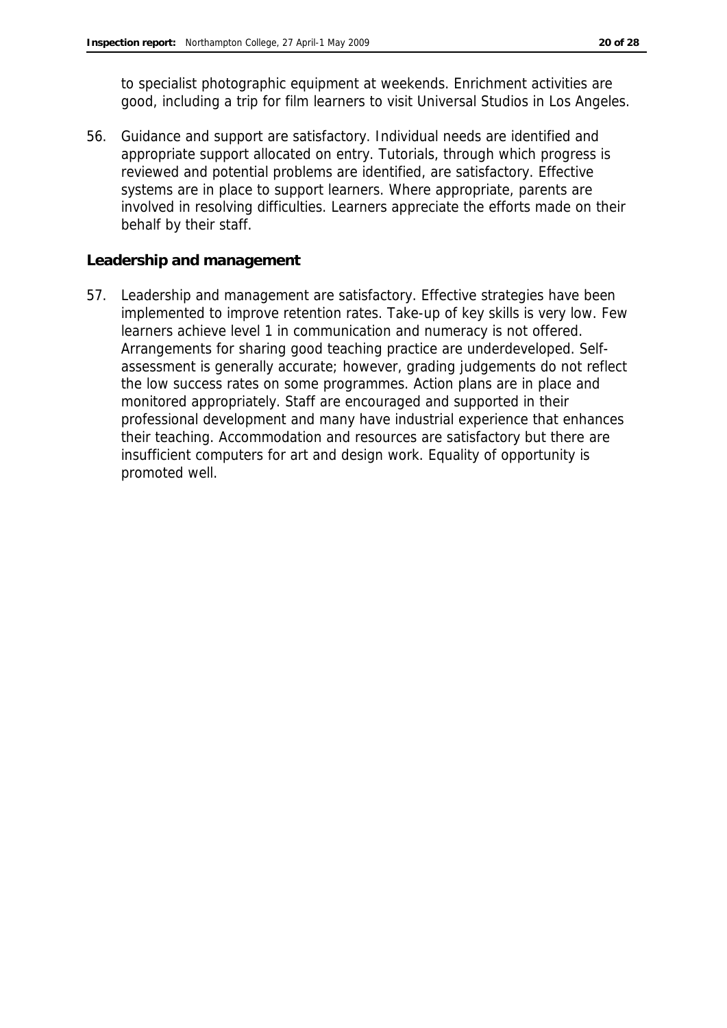to specialist photographic equipment at weekends. Enrichment activities are good, including a trip for film learners to visit Universal Studios in Los Angeles.

56. Guidance and support are satisfactory. Individual needs are identified and appropriate support allocated on entry. Tutorials, through which progress is reviewed and potential problems are identified, are satisfactory. Effective systems are in place to support learners. Where appropriate, parents are involved in resolving difficulties. Learners appreciate the efforts made on their behalf by their staff.

### Leadership and management

57. Leadership and management are satisfactory. Effective strategies have been implemented to improve retention rates. Take-up of key skills is very low. Few learners achieve level 1 in communication and numeracy is not offered. Arrangements for sharing good teaching practice are underdeveloped. Self-assessment is generally accurate; however, grading judgements do not reflect the low success rates on some programmes. Action plans are in place and monitored appropriately. Staff are encouraged and supported in their professional development and many have industrial experience that enhances their teaching. Accommodation and resources are satisfactory but there are insufficient computers for art and design work. Equality of opportunity is promoted well.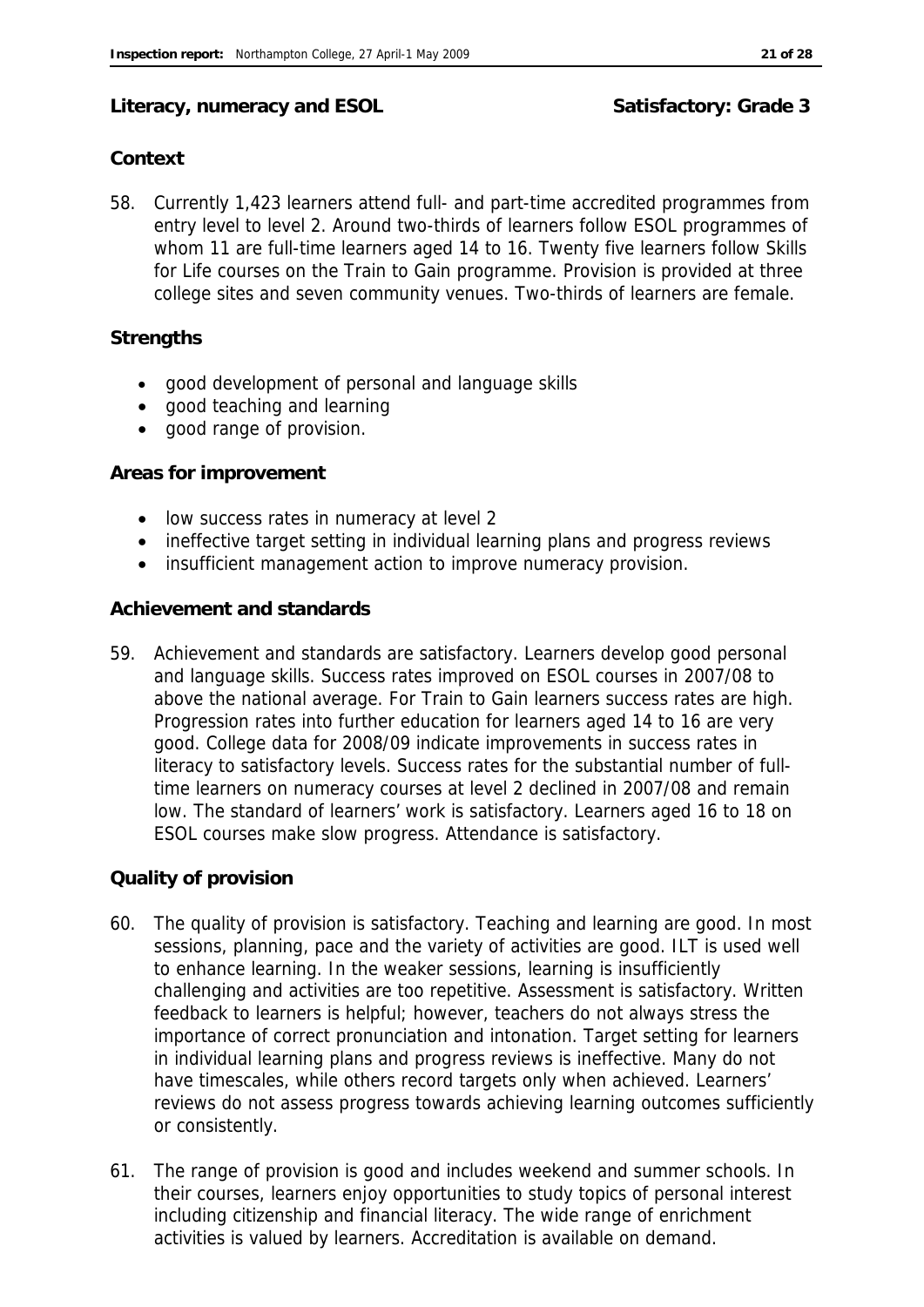## Literacy, numeracy and ESOL — Satisfactory: Grade 3

### Context

58. Currently 1,423 learners attend full- and part-time accredited programmes from entry level to level 2. Around two-thirds of learners follow ESOL programmes of whom 11 are full-time learners aged 14 to 16. Twenty five learners follow Skills for Life courses on the Train to Gain programme. Provision is provided at three college sites and seven community venues. Two-thirds of learners are female.

### Strengths

- good development of personal and language skills
- good teaching and learning
- good range of provision.

### Areas for improvement

- low success rates in numeracy at level 2
- ineffective target setting in individual learning plans and progress reviews
- insufficient management action to improve numeracy provision.

### Achievement and standards

59. Achievement and standards are satisfactory. Learners develop good personal and language skills. Success rates improved on ESOL courses in 2007/08 to above the national average. For Train to Gain learners success rates are high. Progression rates into further education for learners aged 14 to 16 are very good. College data for 2008/09 indicate improvements in success rates in literacy to satisfactory levels. Success rates for the substantial number of full-time learners on numeracy courses at level 2 declined in 2007/08 and remain low. The standard of learners' work is satisfactory. Learners aged 16 to 18 on ESOL courses make slow progress. Attendance is satisfactory.

### Quality of provision

60. The quality of provision is satisfactory. Teaching and learning are good. In most sessions, planning, pace and the variety of activities are good. ILT is used well to enhance learning. In the weaker sessions, learning is insufficiently challenging and activities are too repetitive. Assessment is satisfactory. Written feedback to learners is helpful; however, teachers do not always stress the importance of correct pronunciation and intonation. Target setting for learners in individual learning plans and progress reviews is ineffective. Many do not have timescales, while others record targets only when achieved. Learners' reviews do not assess progress towards achieving learning outcomes sufficiently or consistently.

61. The range of provision is good and includes weekend and summer schools. In their courses, learners enjoy opportunities to study topics of personal interest including citizenship and financial literacy. The wide range of enrichment activities is valued by learners. Accreditation is available on demand.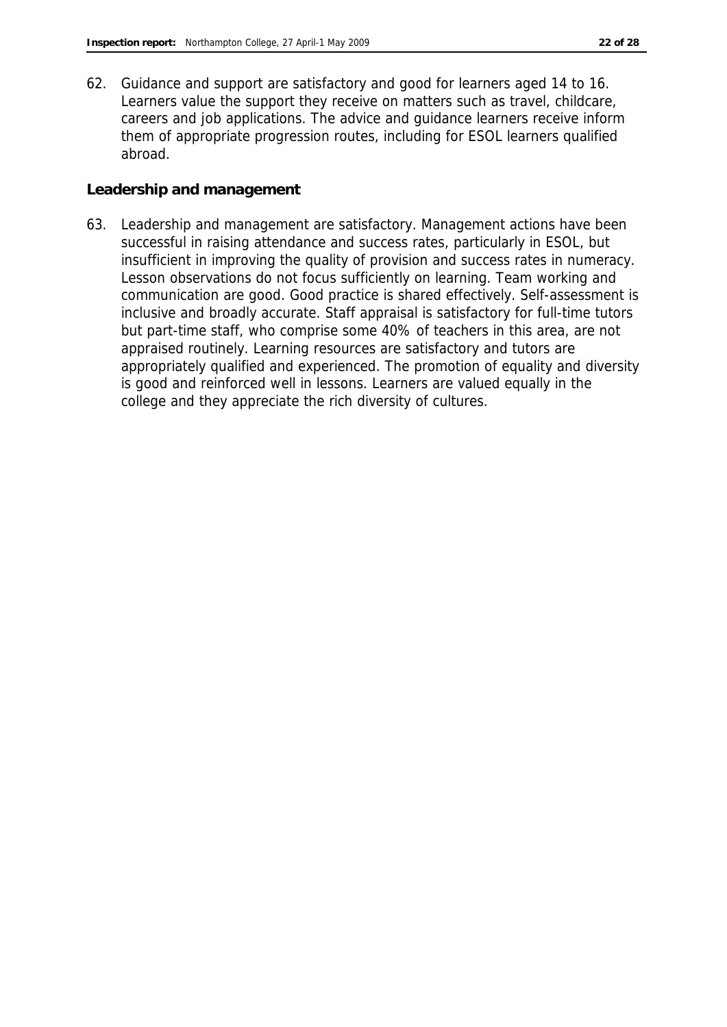62. Guidance and support are satisfactory and good for learners aged 14 to 16. Learners value the support they receive on matters such as travel, childcare, careers and job applications. The advice and guidance learners receive inform them of appropriate progression routes, including for ESOL learners qualified abroad.

**Leadership and management**

63. Leadership and management are satisfactory. Management actions have been successful in raising attendance and success rates, particularly in ESOL, but insufficient in improving the quality of provision and success rates in numeracy. Lesson observations do not focus sufficiently on learning. Team working and communication are good. Good practice is shared effectively. Self-assessment is inclusive and broadly accurate. Staff appraisal is satisfactory for full-time tutors but part-time staff, who comprise some 40% of teachers in this area, are not appraised routinely. Learning resources are satisfactory and tutors are appropriately qualified and experienced. The promotion of equality and diversity is good and reinforced well in lessons. Learners are valued equally in the college and they appreciate the rich diversity of cultures.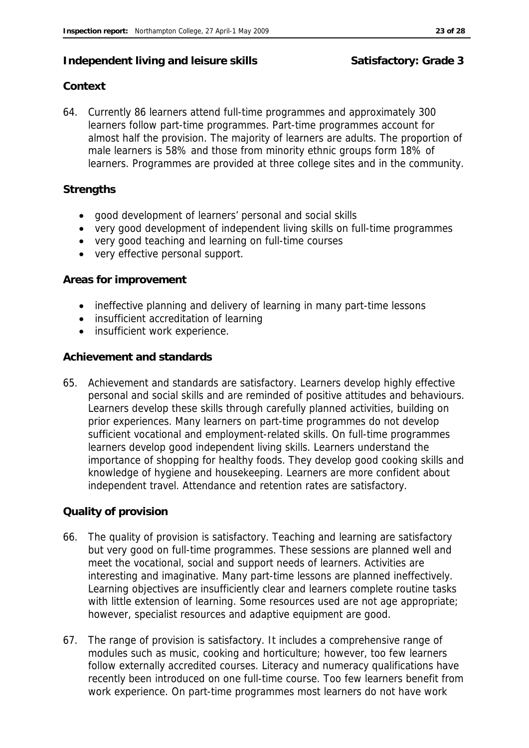## Independent living and leisure skills — Satisfactory: Grade 3

### Context

64. Currently 86 learners attend full-time programmes and approximately 300 learners follow part-time programmes. Part-time programmes account for almost half the provision. The majority of learners are adults. The proportion of male learners is 58% and those from minority ethnic groups form 18% of learners. Programmes are provided at three college sites and in the community.

### Strengths

- good development of learners' personal and social skills
- very good development of independent living skills on full-time programmes
- very good teaching and learning on full-time courses
- very effective personal support.

### Areas for improvement

- ineffective planning and delivery of learning in many part-time lessons
- insufficient accreditation of learning
- insufficient work experience.

### Achievement and standards

65. Achievement and standards are satisfactory. Learners develop highly effective personal and social skills and are reminded of positive attitudes and behaviours. Learners develop these skills through carefully planned activities, building on prior experiences. Many learners on part-time programmes do not develop sufficient vocational and employment-related skills. On full-time programmes learners develop good independent living skills. Learners understand the importance of shopping for healthy foods. They develop good cooking skills and knowledge of hygiene and housekeeping. Learners are more confident about independent travel. Attendance and retention rates are satisfactory.

### Quality of provision

66. The quality of provision is satisfactory. Teaching and learning are satisfactory but very good on full-time programmes. These sessions are planned well and meet the vocational, social and support needs of learners. Activities are interesting and imaginative. Many part-time lessons are planned ineffectively. Learning objectives are insufficiently clear and learners complete routine tasks with little extension of learning. Some resources used are not age appropriate; however, specialist resources and adaptive equipment are good.

67. The range of provision is satisfactory. It includes a comprehensive range of modules such as music, cooking and horticulture; however, too few learners follow externally accredited courses. Literacy and numeracy qualifications have recently been introduced on one full-time course. Too few learners benefit from work experience. On part-time programmes most learners do not have work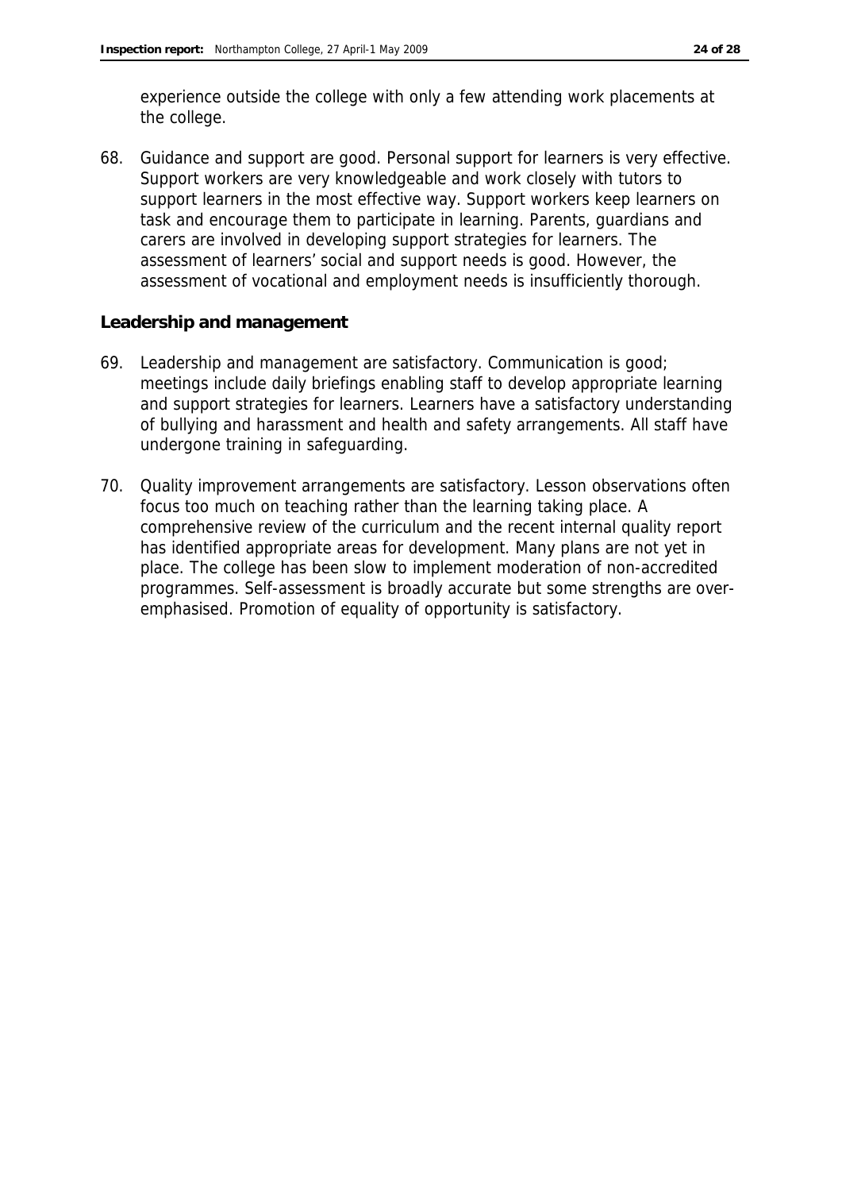experience outside the college with only a few attending work placements at the college.

68. Guidance and support are good. Personal support for learners is very effective. Support workers are very knowledgeable and work closely with tutors to support learners in the most effective way. Support workers keep learners on task and encourage them to participate in learning. Parents, guardians and carers are involved in developing support strategies for learners. The assessment of learners' social and support needs is good. However, the assessment of vocational and employment needs is insufficiently thorough.

### Leadership and management

69. Leadership and management are satisfactory. Communication is good; meetings include daily briefings enabling staff to develop appropriate learning and support strategies for learners. Learners have a satisfactory understanding of bullying and harassment and health and safety arrangements. All staff have undergone training in safeguarding.

70. Quality improvement arrangements are satisfactory. Lesson observations often focus too much on teaching rather than the learning taking place. A comprehensive review of the curriculum and the recent internal quality report has identified appropriate areas for development. Many plans are not yet in place. The college has been slow to implement moderation of non-accredited programmes. Self-assessment is broadly accurate but some strengths are over-emphasised. Promotion of equality of opportunity is satisfactory.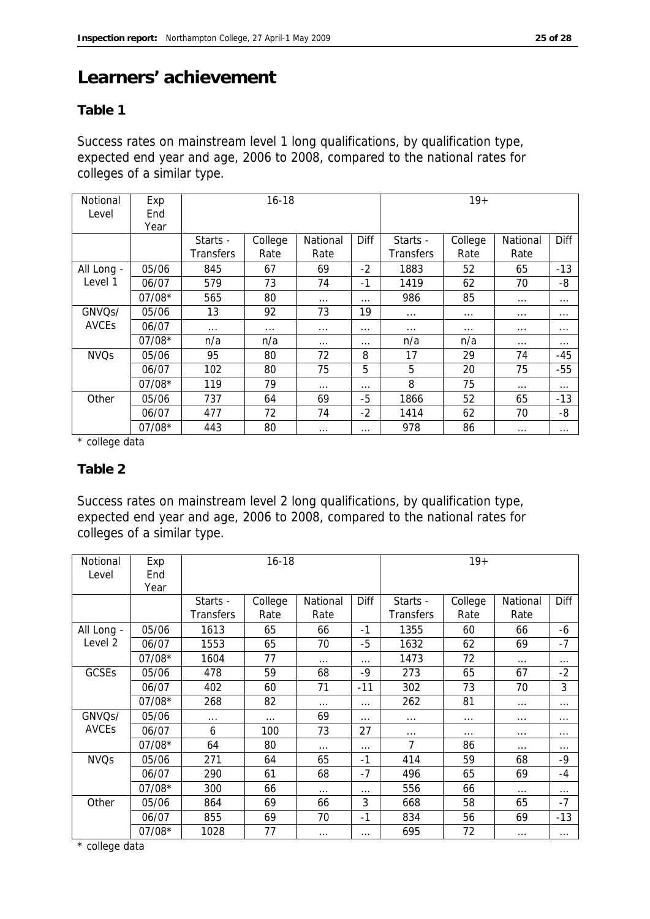# Learners' achievement

## Table 1

Success rates on mainstream level 1 long qualifications, by qualification type, expected end year and age, 2006 to 2008, compared to the national rates for colleges of a similar type.

| Notional Level | Exp End Year | 16-18 | | | | 19+ | | | |
|---|---|---|---|---|---|---|---|---|---|
| | | Starts - Transfers | College Rate | National Rate | Diff | Starts - Transfers | College Rate | National Rate | Diff |
| All Long - Level 1 | 05/06 | 845 | 67 | 69 | -2 | 1883 | 52 | 65 | -13 |
| | 06/07 | 579 | 73 | 74 | -1 | 1419 | 62 | 70 | -8 |
| | 07/08* | 565 | 80 | ... | ... | 986 | 85 | ... | ... |
| GNVQs/ AVCEs | 05/06 | 13 | 92 | 73 | 19 | ... | ... | ... | ... |
| | 06/07 | ... | ... | ... | ... | ... | ... | ... | ... |
| | 07/08* | n/a | n/a | ... | ... | n/a | n/a | ... | ... |
| NVQs | 05/06 | 95 | 80 | 72 | 8 | 17 | 29 | 74 | -45 |
| | 06/07 | 102 | 80 | 75 | 5 | 5 | 20 | 75 | -55 |
| | 07/08* | 119 | 79 | ... | ... | 8 | 75 | ... | ... |
| Other | 05/06 | 737 | 64 | 69 | -5 | 1866 | 52 | 65 | -13 |
| | 06/07 | 477 | 72 | 74 | -2 | 1414 | 62 | 70 | -8 |
| | 07/08* | 443 | 80 | ... | ... | 978 | 86 | ... | ... |

\* college data

## Table 2

Success rates on mainstream level 2 long qualifications, by qualification type, expected end year and age, 2006 to 2008, compared to the national rates for colleges of a similar type.

| Notional Level | Exp End Year | 16-18 | | | | 19+ | | | |
|---|---|---|---|---|---|---|---|---|---|
| | | Starts - Transfers | College Rate | National Rate | Diff | Starts - Transfers | College Rate | National Rate | Diff |
| All Long - Level 2 | 05/06 | 1613 | 65 | 66 | -1 | 1355 | 60 | 66 | -6 |
| | 06/07 | 1553 | 65 | 70 | -5 | 1632 | 62 | 69 | -7 |
| | 07/08* | 1604 | 77 | ... | ... | 1473 | 72 | ... | ... |
| GCSEs | 05/06 | 478 | 59 | 68 | -9 | 273 | 65 | 67 | -2 |
| | 06/07 | 402 | 60 | 71 | -11 | 302 | 73 | 70 | 3 |
| | 07/08* | 268 | 82 | ... | ... | 262 | 81 | ... | ... |
| GNVQs/ AVCEs | 05/06 | ... | ... | 69 | ... | ... | ... | ... | ... |
| | 06/07 | 6 | 100 | 73 | 27 | ... | ... | ... | ... |
| | 07/08* | 64 | 80 | ... | ... | 7 | 86 | ... | ... |
| NVQs | 05/06 | 271 | 64 | 65 | -1 | 414 | 59 | 68 | -9 |
| | 06/07 | 290 | 61 | 68 | -7 | 496 | 65 | 69 | -4 |
| | 07/08* | 300 | 66 | ... | ... | 556 | 66 | ... | ... |
| Other | 05/06 | 864 | 69 | 66 | 3 | 668 | 58 | 65 | -7 |
| | 06/07 | 855 | 69 | 70 | -1 | 834 | 56 | 69 | -13 |
| | 07/08* | 1028 | 77 | ... | ... | 695 | 72 | ... | ... |

\* college data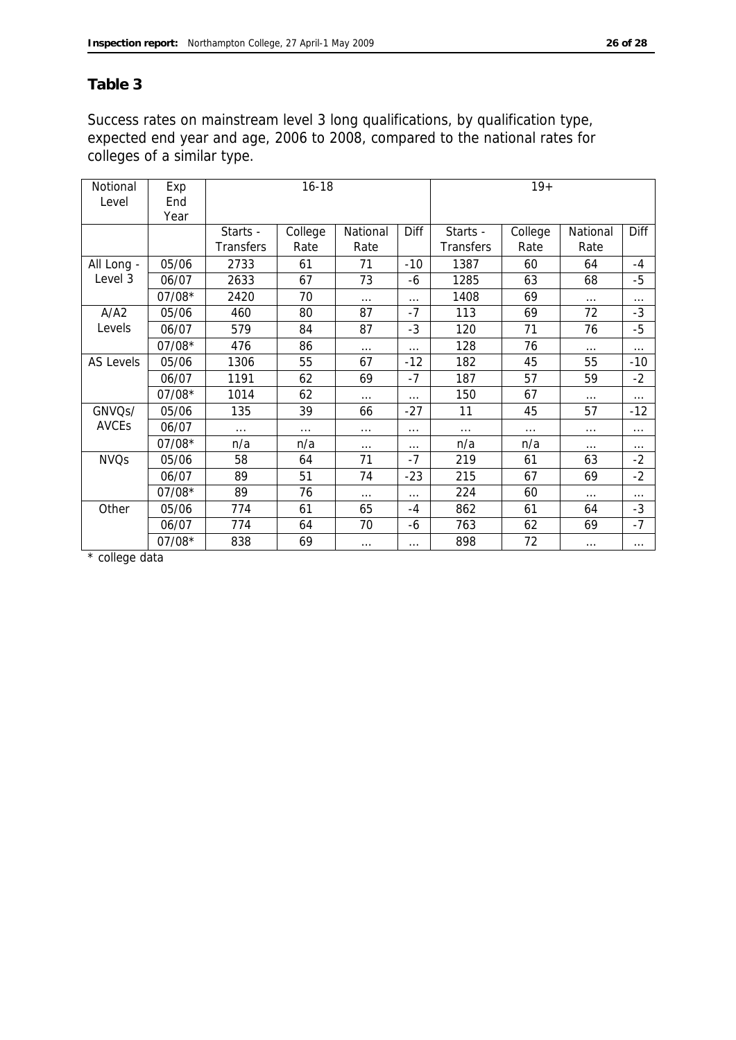## Table 3

Success rates on mainstream level 3 long qualifications, by qualification type, expected end year and age, 2006 to 2008, compared to the national rates for colleges of a similar type.

| Notional Level | Exp End Year | 16-18 | | | | 19+ | | | |
|---|---|---|---|---|---|---|---|---|---|
| | | Starts - Transfers | College Rate | National Rate | Diff | Starts - Transfers | College Rate | National Rate | Diff |
| All Long - Level 3 | 05/06 | 2733 | 61 | 71 | -10 | 1387 | 60 | 64 | -4 |
| | 06/07 | 2633 | 67 | 73 | -6 | 1285 | 63 | 68 | -5 |
| | 07/08* | 2420 | 70 | ... | ... | 1408 | 69 | ... | ... |
| A/A2 Levels | 05/06 | 460 | 80 | 87 | -7 | 113 | 69 | 72 | -3 |
| | 06/07 | 579 | 84 | 87 | -3 | 120 | 71 | 76 | -5 |
| | 07/08* | 476 | 86 | ... | ... | 128 | 76 | ... | ... |
| AS Levels | 05/06 | 1306 | 55 | 67 | -12 | 182 | 45 | 55 | -10 |
| | 06/07 | 1191 | 62 | 69 | -7 | 187 | 57 | 59 | -2 |
| | 07/08* | 1014 | 62 | ... | ... | 150 | 67 | ... | ... |
| GNVQs/ AVCEs | 05/06 | 135 | 39 | 66 | -27 | 11 | 45 | 57 | -12 |
| | 06/07 | ... | ... | ... | ... | ... | ... | ... | ... |
| | 07/08* | n/a | n/a | ... | ... | n/a | n/a | ... | ... |
| NVQs | 05/06 | 58 | 64 | 71 | -7 | 219 | 61 | 63 | -2 |
| | 06/07 | 89 | 51 | 74 | -23 | 215 | 67 | 69 | -2 |
| | 07/08* | 89 | 76 | ... | ... | 224 | 60 | ... | ... |
| Other | 05/06 | 774 | 61 | 65 | -4 | 862 | 61 | 64 | -3 |
| | 06/07 | 774 | 64 | 70 | -6 | 763 | 62 | 69 | -7 |
| | 07/08* | 838 | 69 | ... | ... | 898 | 72 | ... | ... |

* college data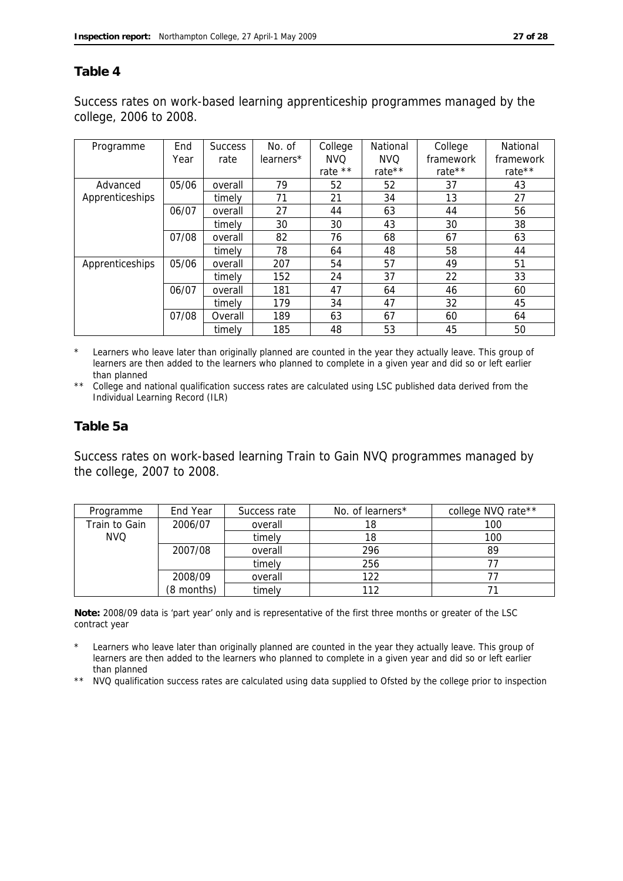## Table 4

Success rates on work-based learning apprenticeship programmes managed by the college, 2006 to 2008.

| Programme | End Year | Success rate | No. of learners* | College NVQ rate ** | National NVQ rate** | College framework rate** | National framework rate** |
|---|---|---|---|---|---|---|---|
| Advanced Apprenticeships | 05/06 | overall | 79 | 52 | 52 | 37 | 43 |
| | | timely | 71 | 21 | 34 | 13 | 27 |
| | 06/07 | overall | 27 | 44 | 63 | 44 | 56 |
| | | timely | 30 | 30 | 43 | 30 | 38 |
| | 07/08 | overall | 82 | 76 | 68 | 67 | 63 |
| | | timely | 78 | 64 | 48 | 58 | 44 |
| Apprenticeships | 05/06 | overall | 207 | 54 | 57 | 49 | 51 |
| | | timely | 152 | 24 | 37 | 22 | 33 |
| | 06/07 | overall | 181 | 47 | 64 | 46 | 60 |
| | | timely | 179 | 34 | 47 | 32 | 45 |
| | 07/08 | Overall | 189 | 63 | 67 | 60 | 64 |
| | | timely | 185 | 48 | 53 | 45 | 50 |

\* Learners who leave later than originally planned are counted in the year they actually leave. This group of learners are then added to the learners who planned to complete in a given year and did so or left earlier than planned

\** College and national qualification success rates are calculated using LSC published data derived from the Individual Learning Record (ILR)

## Table 5a

Success rates on work-based learning Train to Gain NVQ programmes managed by the college, 2007 to 2008.

| Programme | End Year | Success rate | No. of learners* | college NVQ rate** |
|---|---|---|---|---|
| Train to Gain NVQ | 2006/07 | overall | 18 | 100 |
| | | timely | 18 | 100 |
| | 2007/08 | overall | 296 | 89 |
| | | timely | 256 | 77 |
| | 2008/09 (8 months) | overall | 122 | 77 |
| | | timely | 112 | 71 |

**Note:** 2008/09 data is 'part year' only and is representative of the first three months or greater of the LSC contract year

\* Learners who leave later than originally planned are counted in the year they actually leave. This group of learners are then added to the learners who planned to complete in a given year and did so or left earlier than planned

\** NVQ qualification success rates are calculated using data supplied to Ofsted by the college prior to inspection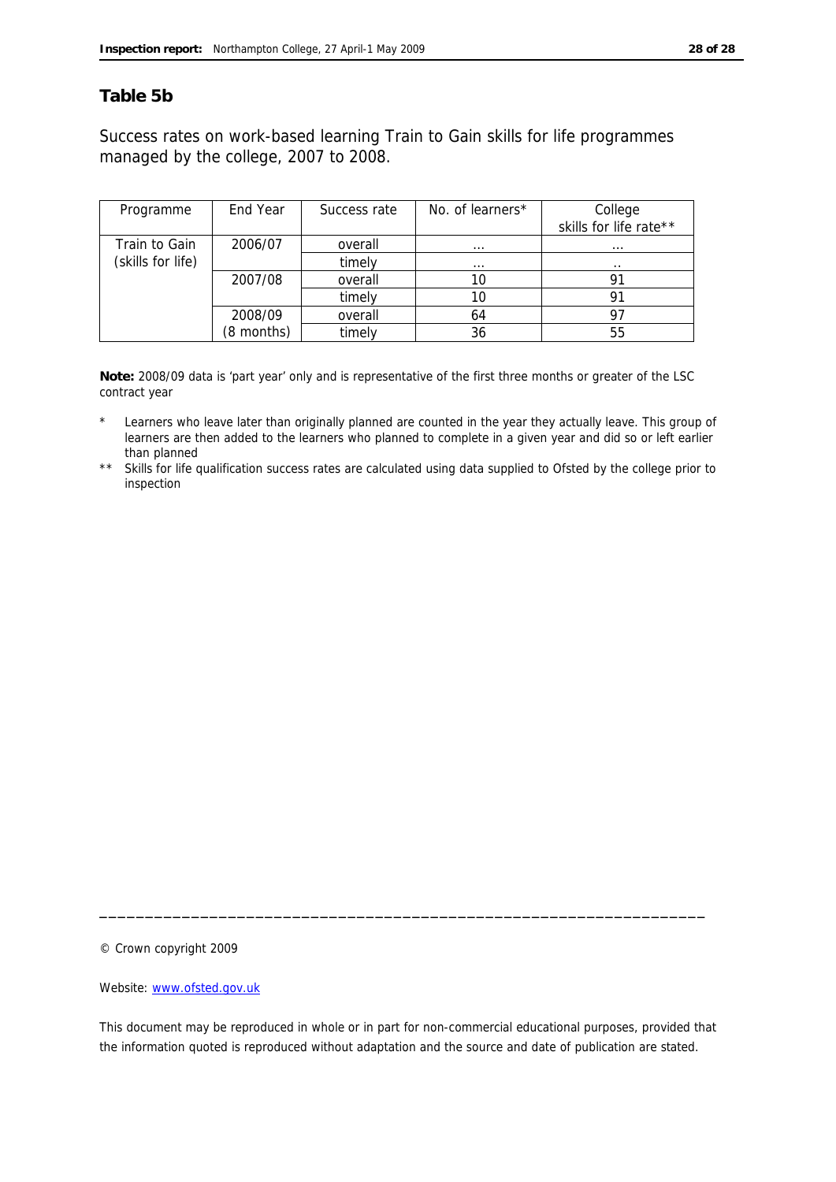### Table 5b

Success rates on work-based learning Train to Gain skills for life programmes managed by the college, 2007 to 2008.

| Programme | End Year | Success rate | No. of learners* | College skills for life rate** |
|---|---|---|---|---|
| Train to Gain (skills for life) | 2006/07 | overall | ... | ... |
| | | timely | ... | .. |
| | 2007/08 | overall | 10 | 91 |
| | | timely | 10 | 91 |
| | 2008/09 (8 months) | overall | 64 | 97 |
| | | timely | 36 | 55 |

**Note:** 2008/09 data is 'part year' only and is representative of the first three months or greater of the LSC contract year

\* Learners who leave later than originally planned are counted in the year they actually leave. This group of learners are then added to the learners who planned to complete in a given year and did so or left earlier than planned

\*\* Skills for life qualification success rates are calculated using data supplied to Ofsted by the college prior to inspection

---

© Crown copyright 2009

Website: www.ofsted.gov.uk

This document may be reproduced in whole or in part for non-commercial educational purposes, provided that the information quoted is reproduced without adaptation and the source and date of publication are stated.